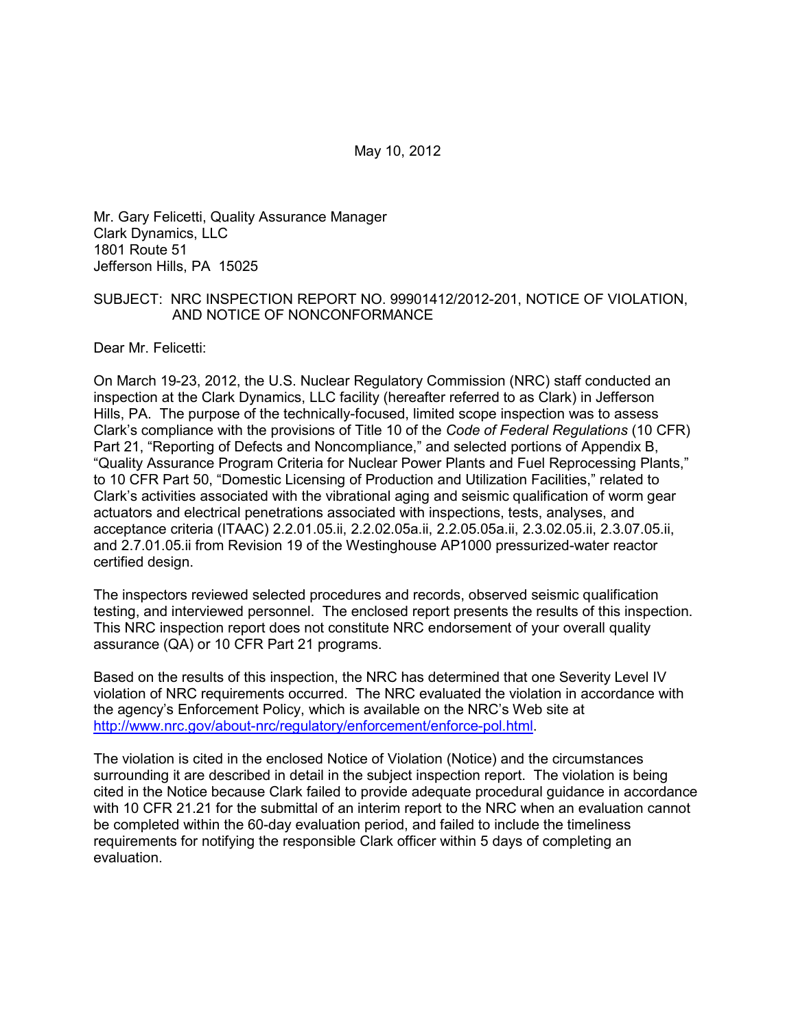May 10, 2012

Mr. Gary Felicetti, Quality Assurance Manager
Clark Dynamics, LLC
1801 Route 51
Jefferson Hills, PA 15025

SUBJECT: NRC INSPECTION REPORT NO. 99901412/2012-201, NOTICE OF VIOLATION, AND NOTICE OF NONCONFORMANCE

Dear Mr. Felicetti:

On March 19-23, 2012, the U.S. Nuclear Regulatory Commission (NRC) staff conducted an inspection at the Clark Dynamics, LLC facility (hereafter referred to as Clark) in Jefferson Hills, PA. The purpose of the technically-focused, limited scope inspection was to assess Clark's compliance with the provisions of Title 10 of the *Code of Federal Regulations* (10 CFR) Part 21, "Reporting of Defects and Noncompliance," and selected portions of Appendix B, "Quality Assurance Program Criteria for Nuclear Power Plants and Fuel Reprocessing Plants," to 10 CFR Part 50, "Domestic Licensing of Production and Utilization Facilities," related to Clark's activities associated with the vibrational aging and seismic qualification of worm gear actuators and electrical penetrations associated with inspections, tests, analyses, and acceptance criteria (ITAAC) 2.2.01.05.ii, 2.2.02.05a.ii, 2.2.05.05a.ii, 2.3.02.05.ii, 2.3.07.05.ii, and 2.7.01.05.ii from Revision 19 of the Westinghouse AP1000 pressurized-water reactor certified design.

The inspectors reviewed selected procedures and records, observed seismic qualification testing, and interviewed personnel. The enclosed report presents the results of this inspection. This NRC inspection report does not constitute NRC endorsement of your overall quality assurance (QA) or 10 CFR Part 21 programs.

Based on the results of this inspection, the NRC has determined that one Severity Level IV violation of NRC requirements occurred. The NRC evaluated the violation in accordance with the agency's Enforcement Policy, which is available on the NRC's Web site at http://www.nrc.gov/about-nrc/regulatory/enforcement/enforce-pol.html.

The violation is cited in the enclosed Notice of Violation (Notice) and the circumstances surrounding it are described in detail in the subject inspection report. The violation is being cited in the Notice because Clark failed to provide adequate procedural guidance in accordance with 10 CFR 21.21 for the submittal of an interim report to the NRC when an evaluation cannot be completed within the 60-day evaluation period, and failed to include the timeliness requirements for notifying the responsible Clark officer within 5 days of completing an evaluation.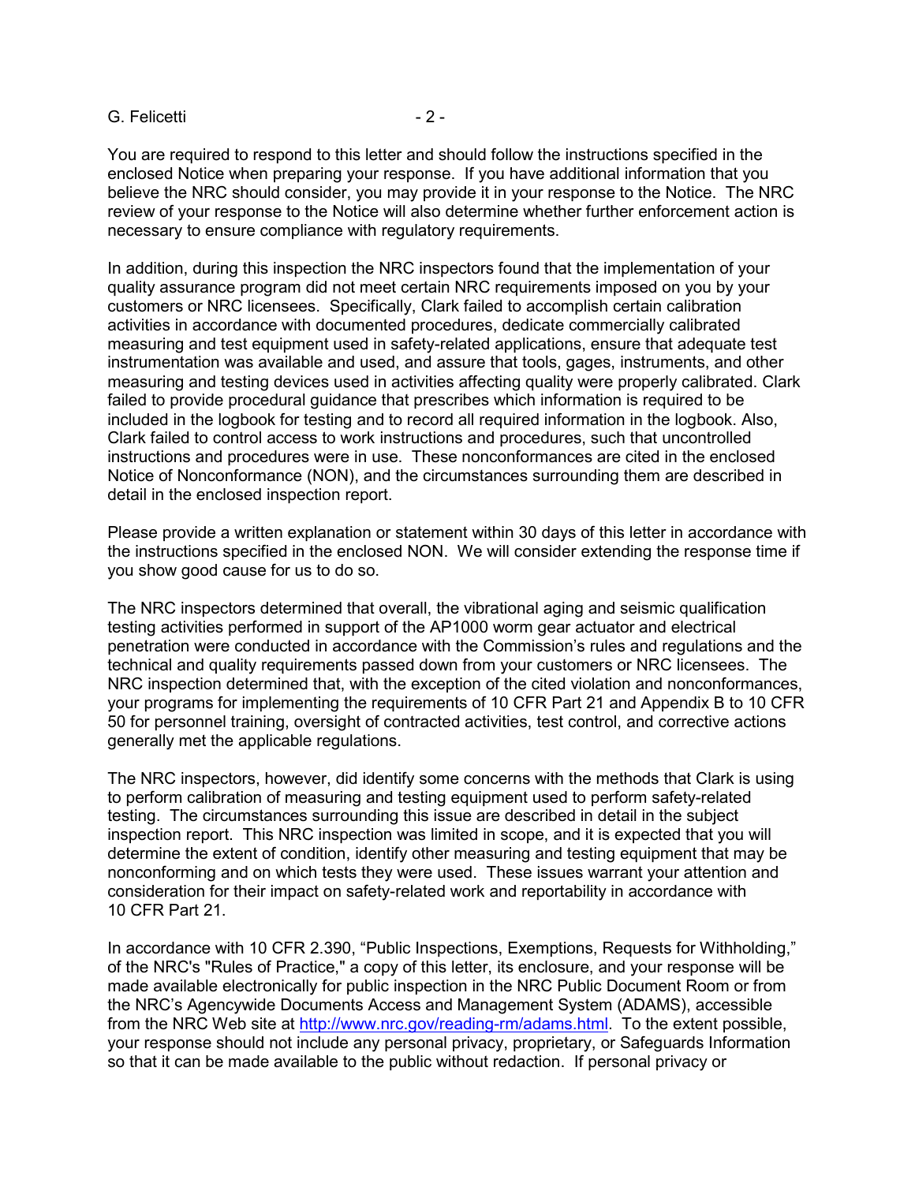You are required to respond to this letter and should follow the instructions specified in the enclosed Notice when preparing your response. If you have additional information that you believe the NRC should consider, you may provide it in your response to the Notice. The NRC review of your response to the Notice will also determine whether further enforcement action is necessary to ensure compliance with regulatory requirements.

In addition, during this inspection the NRC inspectors found that the implementation of your quality assurance program did not meet certain NRC requirements imposed on you by your customers or NRC licensees. Specifically, Clark failed to accomplish certain calibration activities in accordance with documented procedures, dedicate commercially calibrated measuring and test equipment used in safety-related applications, ensure that adequate test instrumentation was available and used, and assure that tools, gages, instruments, and other measuring and testing devices used in activities affecting quality were properly calibrated. Clark failed to provide procedural guidance that prescribes which information is required to be included in the logbook for testing and to record all required information in the logbook. Also, Clark failed to control access to work instructions and procedures, such that uncontrolled instructions and procedures were in use. These nonconformances are cited in the enclosed Notice of Nonconformance (NON), and the circumstances surrounding them are described in detail in the enclosed inspection report.

Please provide a written explanation or statement within 30 days of this letter in accordance with the instructions specified in the enclosed NON. We will consider extending the response time if you show good cause for us to do so.

The NRC inspectors determined that overall, the vibrational aging and seismic qualification testing activities performed in support of the AP1000 worm gear actuator and electrical penetration were conducted in accordance with the Commission's rules and regulations and the technical and quality requirements passed down from your customers or NRC licensees. The NRC inspection determined that, with the exception of the cited violation and nonconformances, your programs for implementing the requirements of 10 CFR Part 21 and Appendix B to 10 CFR 50 for personnel training, oversight of contracted activities, test control, and corrective actions generally met the applicable regulations.

The NRC inspectors, however, did identify some concerns with the methods that Clark is using to perform calibration of measuring and testing equipment used to perform safety-related testing. The circumstances surrounding this issue are described in detail in the subject inspection report. This NRC inspection was limited in scope, and it is expected that you will determine the extent of condition, identify other measuring and testing equipment that may be nonconforming and on which tests they were used. These issues warrant your attention and consideration for their impact on safety-related work and reportability in accordance with 10 CFR Part 21.

In accordance with 10 CFR 2.390, "Public Inspections, Exemptions, Requests for Withholding," of the NRC's "Rules of Practice," a copy of this letter, its enclosure, and your response will be made available electronically for public inspection in the NRC Public Document Room or from the NRC's Agencywide Documents Access and Management System (ADAMS), accessible from the NRC Web site at [http://www.nrc.gov/reading-rm/adams.html](http://www.nrc.gov/reading-rm/adams.html). To the extent possible, your response should not include any personal privacy, proprietary, or Safeguards Information so that it can be made available to the public without redaction. If personal privacy or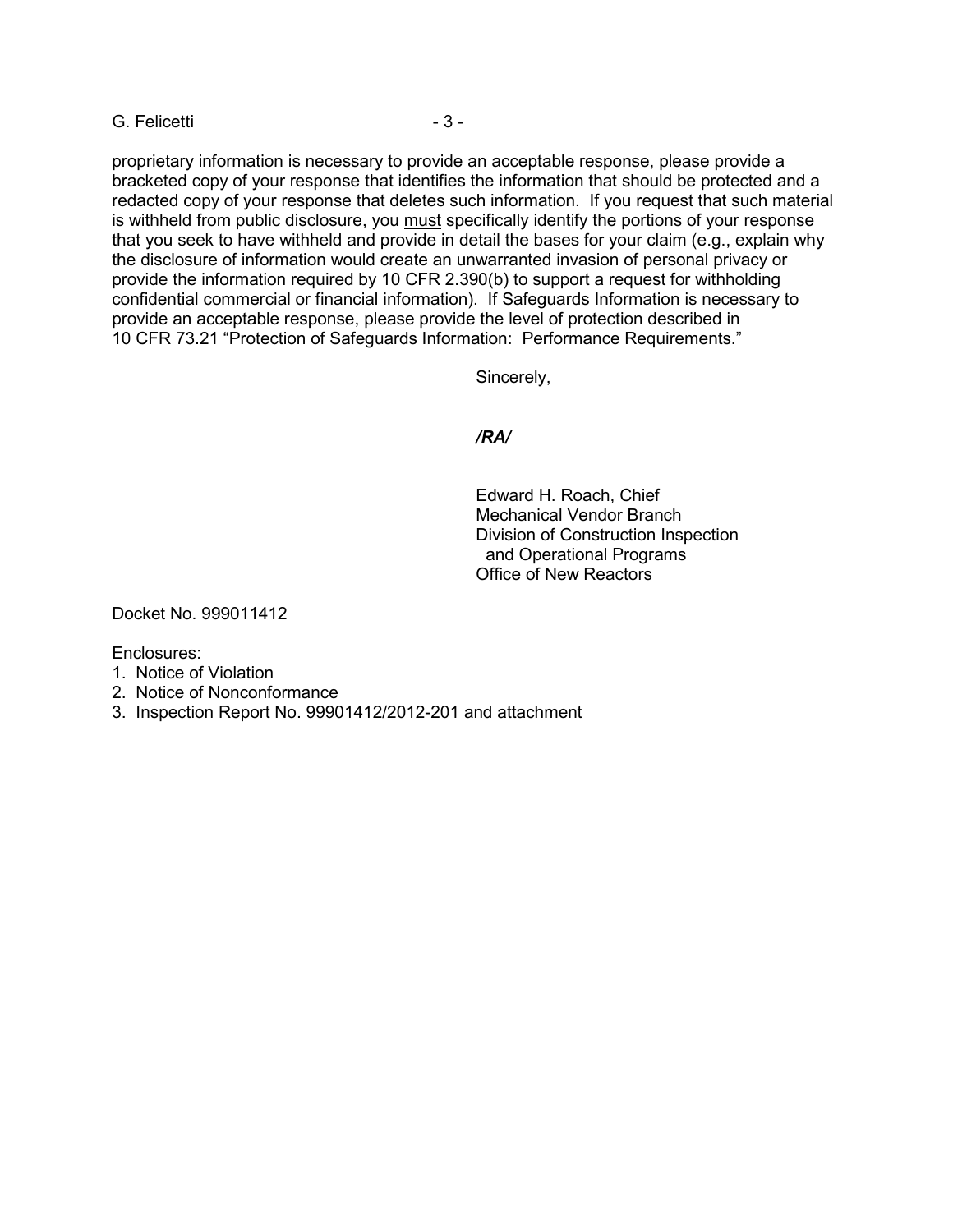proprietary information is necessary to provide an acceptable response, please provide a bracketed copy of your response that identifies the information that should be protected and a redacted copy of your response that deletes such information. If you request that such material is withheld from public disclosure, you must specifically identify the portions of your response that you seek to have withheld and provide in detail the bases for your claim (e.g., explain why the disclosure of information would create an unwarranted invasion of personal privacy or provide the information required by 10 CFR 2.390(b) to support a request for withholding confidential commercial or financial information). If Safeguards Information is necessary to provide an acceptable response, please provide the level of protection described in 10 CFR 73.21 "Protection of Safeguards Information: Performance Requirements."

Sincerely,

***/RA/***

Edward H. Roach, Chief
Mechanical Vendor Branch
Division of Construction Inspection
and Operational Programs
Office of New Reactors

Docket No. 999011412

Enclosures:
1. Notice of Violation
2. Notice of Nonconformance
3. Inspection Report No. 99901412/2012-201 and attachment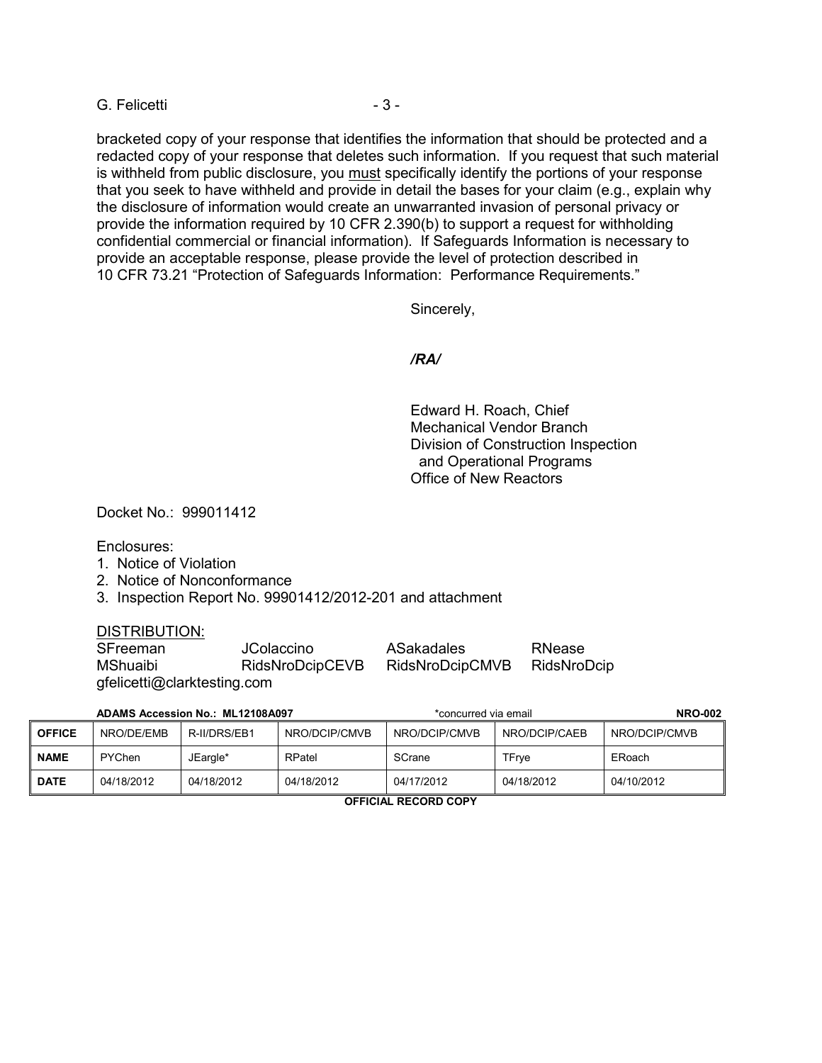bracketed copy of your response that identifies the information that should be protected and a redacted copy of your response that deletes such information. If you request that such material is withheld from public disclosure, you must specifically identify the portions of your response that you seek to have withheld and provide in detail the bases for your claim (e.g., explain why the disclosure of information would create an unwarranted invasion of personal privacy or provide the information required by 10 CFR 2.390(b) to support a request for withholding confidential commercial or financial information). If Safeguards Information is necessary to provide an acceptable response, please provide the level of protection described in 10 CFR 73.21 "Protection of Safeguards Information: Performance Requirements."

Sincerely,

*/RA/*

Edward H. Roach, Chief
Mechanical Vendor Branch
Division of Construction Inspection
and Operational Programs
Office of New Reactors

Docket No.: 999011412

Enclosures:
1. Notice of Violation
2. Notice of Nonconformance
3. Inspection Report No. 99901412/2012-201 and attachment

DISTRIBUTION:

SFreeman JColaccino ASakadales RNease
MShuaibi RidsNroDcipCEVB RidsNroDcipCMVB RidsNroDcip
gfelicetti@clarktesting.com

**ADAMS Accession No.: ML12108A097** \*concurred via email **NRO-002**

| OFFICE | NRO/DE/EMB | R-II/DRS/EB1 | NRO/DCIP/CMVB | NRO/DCIP/CMVB | NRO/DCIP/CAEB | NRO/DCIP/CMVB |
|---|---|---|---|---|---|---|
| NAME | PYChen | JEargle* | RPatel | SCrane | TFrye | ERoach |
| DATE | 04/18/2012 | 04/18/2012 | 04/18/2012 | 04/17/2012 | 04/18/2012 | 04/10/2012 |

**OFFICIAL RECORD COPY**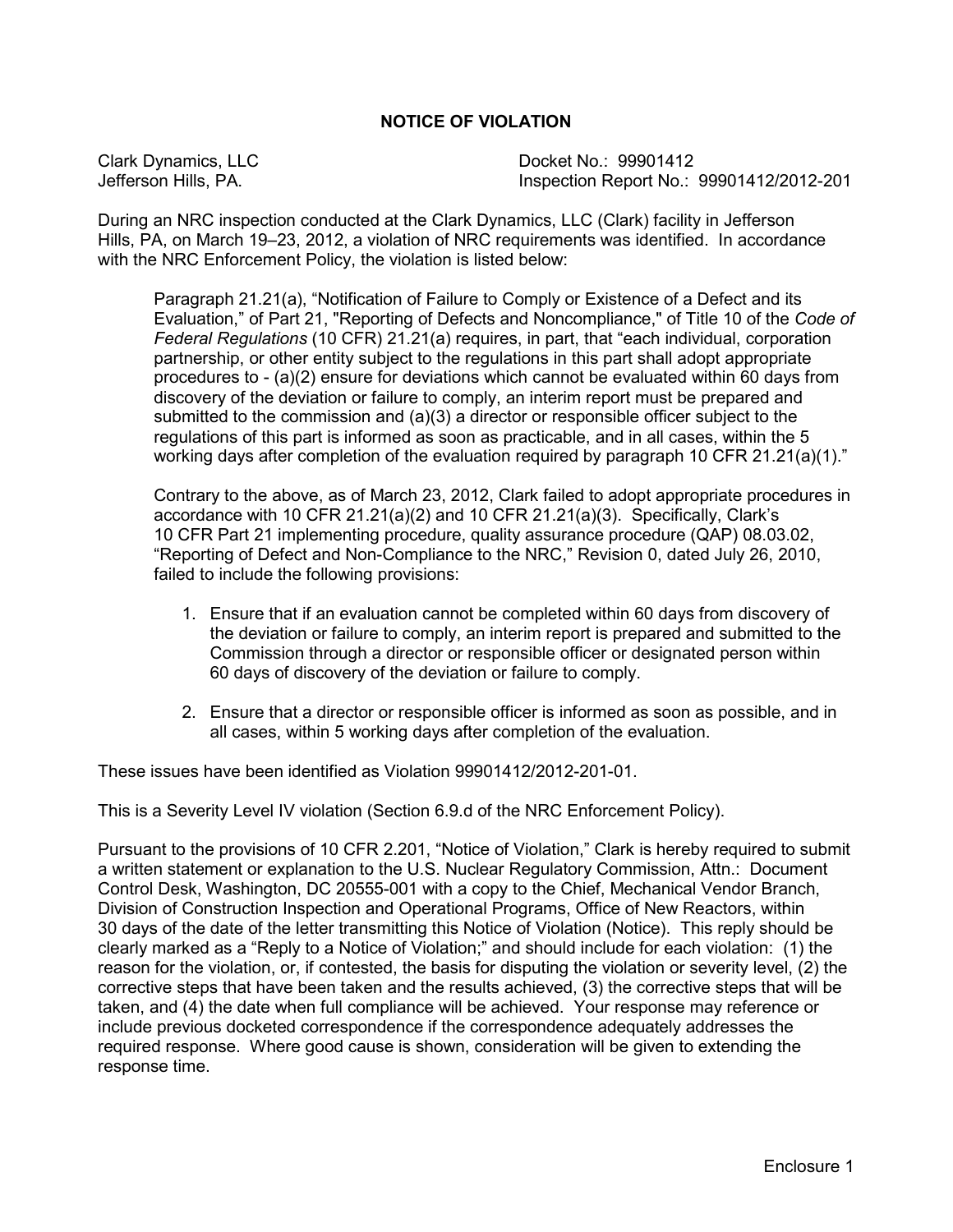# NOTICE OF VIOLATION

Clark Dynamics, LLC
Jefferson Hills, PA.

Docket No.: 99901412
Inspection Report No.: 99901412/2012-201

During an NRC inspection conducted at the Clark Dynamics, LLC (Clark) facility in Jefferson Hills, PA, on March 19–23, 2012, a violation of NRC requirements was identified. In accordance with the NRC Enforcement Policy, the violation is listed below:

> Paragraph 21.21(a), "Notification of Failure to Comply or Existence of a Defect and its Evaluation," of Part 21, "Reporting of Defects and Noncompliance," of Title 10 of the *Code of Federal Regulations* (10 CFR) 21.21(a) requires, in part, that "each individual, corporation partnership, or other entity subject to the regulations in this part shall adopt appropriate procedures to - (a)(2) ensure for deviations which cannot be evaluated within 60 days from discovery of the deviation or failure to comply, an interim report must be prepared and submitted to the commission and (a)(3) a director or responsible officer subject to the regulations of this part is informed as soon as practicable, and in all cases, within the 5 working days after completion of the evaluation required by paragraph 10 CFR 21.21(a)(1)."
>
> Contrary to the above, as of March 23, 2012, Clark failed to adopt appropriate procedures in accordance with 10 CFR 21.21(a)(2) and 10 CFR 21.21(a)(3). Specifically, Clark's 10 CFR Part 21 implementing procedure, quality assurance procedure (QAP) 08.03.02, "Reporting of Defect and Non-Compliance to the NRC," Revision 0, dated July 26, 2010, failed to include the following provisions:
>
> 1. Ensure that if an evaluation cannot be completed within 60 days from discovery of the deviation or failure to comply, an interim report is prepared and submitted to the Commission through a director or responsible officer or designated person within 60 days of discovery of the deviation or failure to comply.
>
> 2. Ensure that a director or responsible officer is informed as soon as possible, and in all cases, within 5 working days after completion of the evaluation.

These issues have been identified as Violation 99901412/2012-201-01.

This is a Severity Level IV violation (Section 6.9.d of the NRC Enforcement Policy).

Pursuant to the provisions of 10 CFR 2.201, "Notice of Violation," Clark is hereby required to submit a written statement or explanation to the U.S. Nuclear Regulatory Commission, Attn.: Document Control Desk, Washington, DC 20555-001 with a copy to the Chief, Mechanical Vendor Branch, Division of Construction Inspection and Operational Programs, Office of New Reactors, within 30 days of the date of the letter transmitting this Notice of Violation (Notice). This reply should be clearly marked as a "Reply to a Notice of Violation;" and should include for each violation: (1) the reason for the violation, or, if contested, the basis for disputing the violation or severity level, (2) the corrective steps that have been taken and the results achieved, (3) the corrective steps that will be taken, and (4) the date when full compliance will be achieved. Your response may reference or include previous docketed correspondence if the correspondence adequately addresses the required response. Where good cause is shown, consideration will be given to extending the response time.

Enclosure 1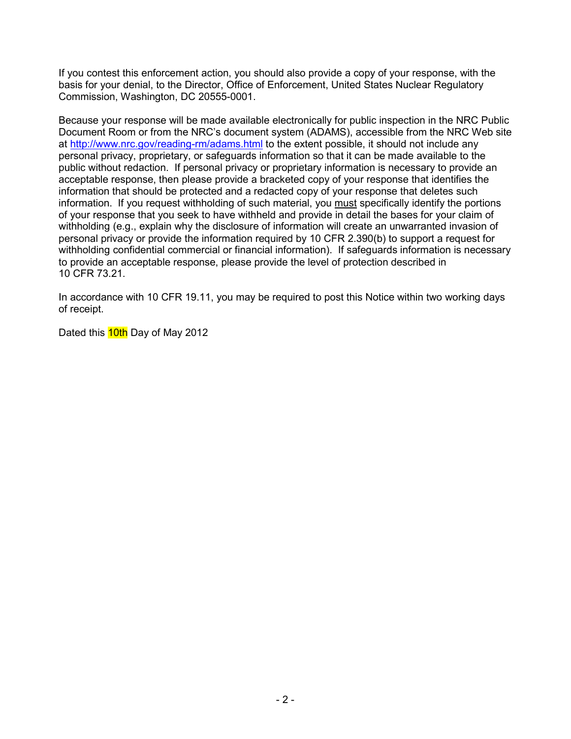If you contest this enforcement action, you should also provide a copy of your response, with the basis for your denial, to the Director, Office of Enforcement, United States Nuclear Regulatory Commission, Washington, DC 20555-0001.

Because your response will be made available electronically for public inspection in the NRC Public Document Room or from the NRC's document system (ADAMS), accessible from the NRC Web site at http://www.nrc.gov/reading-rm/adams.html to the extent possible, it should not include any personal privacy, proprietary, or safeguards information so that it can be made available to the public without redaction. If personal privacy or proprietary information is necessary to provide an acceptable response, then please provide a bracketed copy of your response that identifies the information that should be protected and a redacted copy of your response that deletes such information. If you request withholding of such material, you must specifically identify the portions of your response that you seek to have withheld and provide in detail the bases for your claim of withholding (e.g., explain why the disclosure of information will create an unwarranted invasion of personal privacy or provide the information required by 10 CFR 2.390(b) to support a request for withholding confidential commercial or financial information). If safeguards information is necessary to provide an acceptable response, please provide the level of protection described in 10 CFR 73.21.

In accordance with 10 CFR 19.11, you may be required to post this Notice within two working days of receipt.

Dated this 10th Day of May 2012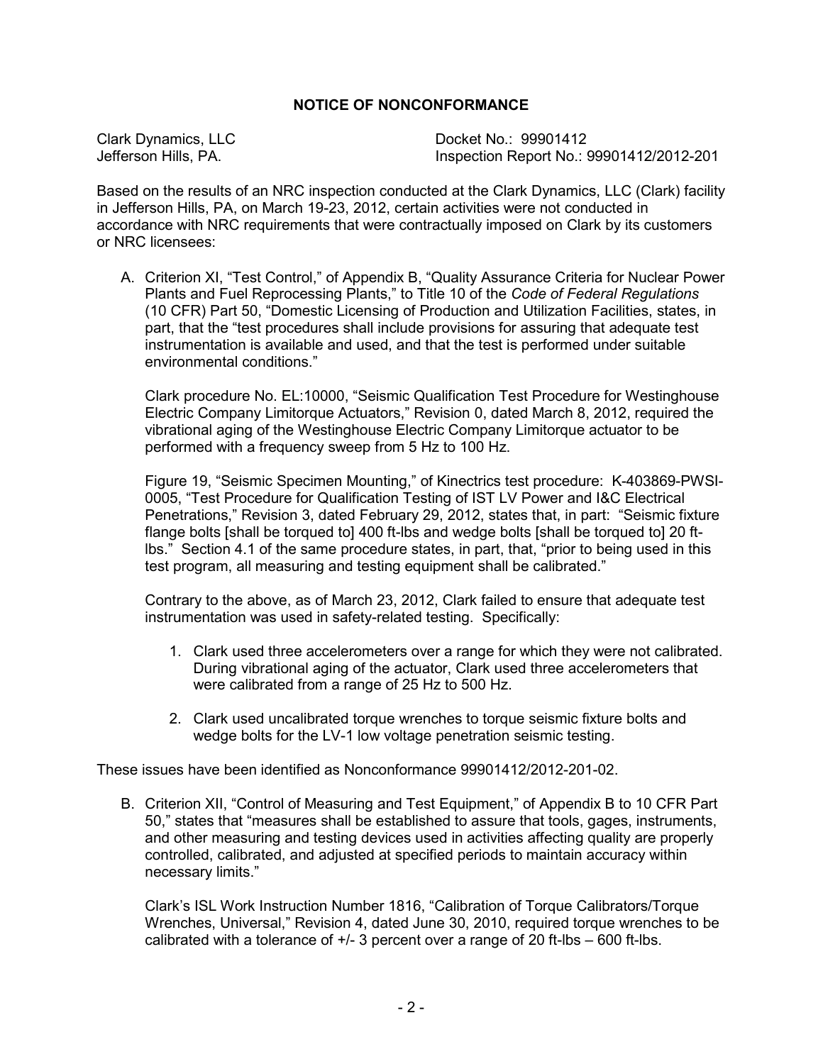## NOTICE OF NONCONFORMANCE

Clark Dynamics, LLC
Jefferson Hills, PA.

Docket No.: 99901412
Inspection Report No.: 99901412/2012-201

Based on the results of an NRC inspection conducted at the Clark Dynamics, LLC (Clark) facility in Jefferson Hills, PA, on March 19-23, 2012, certain activities were not conducted in accordance with NRC requirements that were contractually imposed on Clark by its customers or NRC licensees:

A. Criterion XI, "Test Control," of Appendix B, "Quality Assurance Criteria for Nuclear Power Plants and Fuel Reprocessing Plants," to Title 10 of the *Code of Federal Regulations* (10 CFR) Part 50, "Domestic Licensing of Production and Utilization Facilities, states, in part, that the "test procedures shall include provisions for assuring that adequate test instrumentation is available and used, and that the test is performed under suitable environmental conditions."

   Clark procedure No. EL:10000, "Seismic Qualification Test Procedure for Westinghouse Electric Company Limitorque Actuators," Revision 0, dated March 8, 2012, required the vibrational aging of the Westinghouse Electric Company Limitorque actuator to be performed with a frequency sweep from 5 Hz to 100 Hz.

   Figure 19, "Seismic Specimen Mounting," of Kinectrics test procedure: K-403869-PWSI-0005, "Test Procedure for Qualification Testing of IST LV Power and I&C Electrical Penetrations," Revision 3, dated February 29, 2012, states that, in part: "Seismic fixture flange bolts [shall be torqued to] 400 ft-lbs and wedge bolts [shall be torqued to] 20 ft-lbs." Section 4.1 of the same procedure states, in part, that, "prior to being used in this test program, all measuring and testing equipment shall be calibrated."

   Contrary to the above, as of March 23, 2012, Clark failed to ensure that adequate test instrumentation was used in safety-related testing. Specifically:

   1. Clark used three accelerometers over a range for which they were not calibrated. During vibrational aging of the actuator, Clark used three accelerometers that were calibrated from a range of 25 Hz to 500 Hz.

   2. Clark used uncalibrated torque wrenches to torque seismic fixture bolts and wedge bolts for the LV-1 low voltage penetration seismic testing.

These issues have been identified as Nonconformance 99901412/2012-201-02.

B. Criterion XII, "Control of Measuring and Test Equipment," of Appendix B to 10 CFR Part 50," states that "measures shall be established to assure that tools, gages, instruments, and other measuring and testing devices used in activities affecting quality are properly controlled, calibrated, and adjusted at specified periods to maintain accuracy within necessary limits."

   Clark's ISL Work Instruction Number 1816, "Calibration of Torque Calibrators/Torque Wrenches, Universal," Revision 4, dated June 30, 2010, required torque wrenches to be calibrated with a tolerance of +/- 3 percent over a range of 20 ft-lbs – 600 ft-lbs.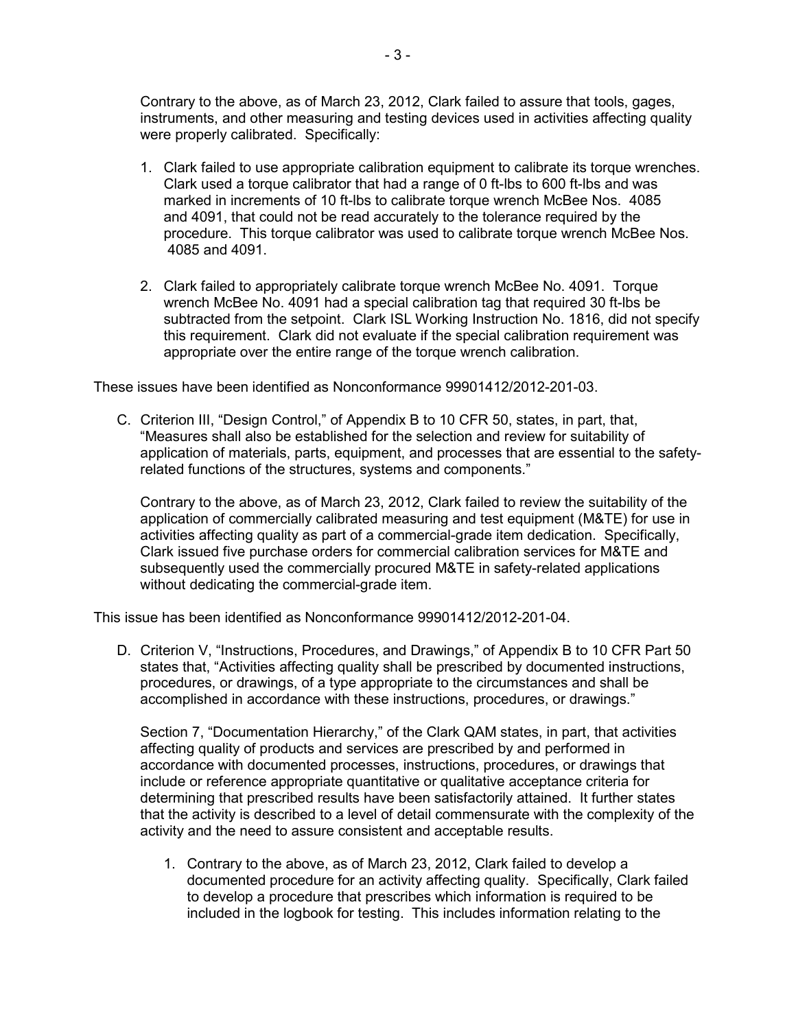Contrary to the above, as of March 23, 2012, Clark failed to assure that tools, gages, instruments, and other measuring and testing devices used in activities affecting quality were properly calibrated. Specifically:

1. Clark failed to use appropriate calibration equipment to calibrate its torque wrenches. Clark used a torque calibrator that had a range of 0 ft-lbs to 600 ft-lbs and was marked in increments of 10 ft-lbs to calibrate torque wrench McBee Nos. 4085 and 4091, that could not be read accurately to the tolerance required by the procedure. This torque calibrator was used to calibrate torque wrench McBee Nos. 4085 and 4091.

2. Clark failed to appropriately calibrate torque wrench McBee No. 4091. Torque wrench McBee No. 4091 had a special calibration tag that required 30 ft-lbs be subtracted from the setpoint. Clark ISL Working Instruction No. 1816, did not specify this requirement. Clark did not evaluate if the special calibration requirement was appropriate over the entire range of the torque wrench calibration.

These issues have been identified as Nonconformance 99901412/2012-201-03.

C. Criterion III, "Design Control," of Appendix B to 10 CFR 50, states, in part, that, "Measures shall also be established for the selection and review for suitability of application of materials, parts, equipment, and processes that are essential to the safety-related functions of the structures, systems and components."

   Contrary to the above, as of March 23, 2012, Clark failed to review the suitability of the application of commercially calibrated measuring and test equipment (M&TE) for use in activities affecting quality as part of a commercial-grade item dedication. Specifically, Clark issued five purchase orders for commercial calibration services for M&TE and subsequently used the commercially procured M&TE in safety-related applications without dedicating the commercial-grade item.

This issue has been identified as Nonconformance 99901412/2012-201-04.

D. Criterion V, "Instructions, Procedures, and Drawings," of Appendix B to 10 CFR Part 50 states that, "Activities affecting quality shall be prescribed by documented instructions, procedures, or drawings, of a type appropriate to the circumstances and shall be accomplished in accordance with these instructions, procedures, or drawings."

   Section 7, "Documentation Hierarchy," of the Clark QAM states, in part, that activities affecting quality of products and services are prescribed by and performed in accordance with documented processes, instructions, procedures, or drawings that include or reference appropriate quantitative or qualitative acceptance criteria for determining that prescribed results have been satisfactorily attained. It further states that the activity is described to a level of detail commensurate with the complexity of the activity and the need to assure consistent and acceptable results.

   1. Contrary to the above, as of March 23, 2012, Clark failed to develop a documented procedure for an activity affecting quality. Specifically, Clark failed to develop a procedure that prescribes which information is required to be included in the logbook for testing. This includes information relating to the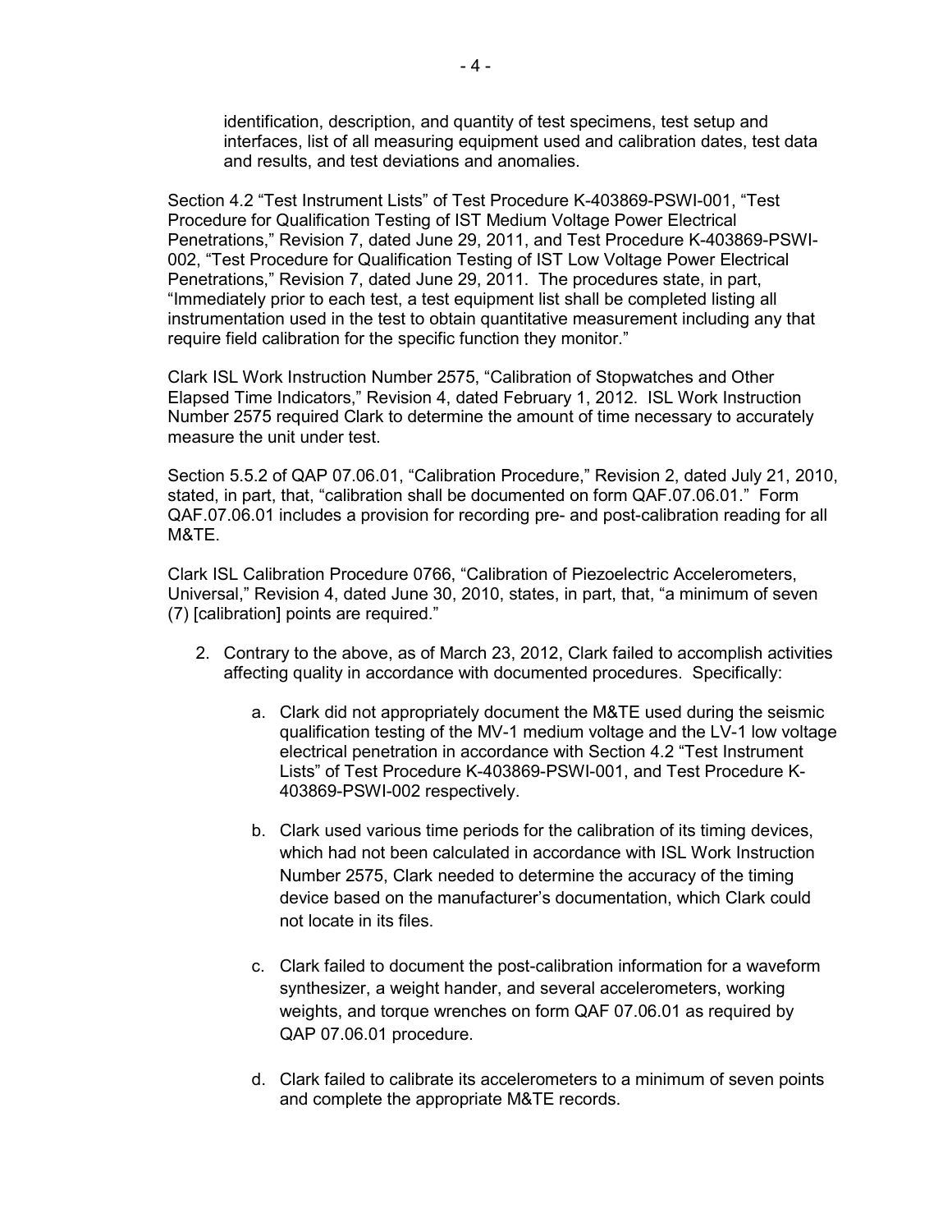identification, description, and quantity of test specimens, test setup and interfaces, list of all measuring equipment used and calibration dates, test data and results, and test deviations and anomalies.

Section 4.2 "Test Instrument Lists" of Test Procedure K-403869-PSWI-001, "Test Procedure for Qualification Testing of IST Medium Voltage Power Electrical Penetrations," Revision 7, dated June 29, 2011, and Test Procedure K-403869-PSWI-002, "Test Procedure for Qualification Testing of IST Low Voltage Power Electrical Penetrations," Revision 7, dated June 29, 2011. The procedures state, in part, "Immediately prior to each test, a test equipment list shall be completed listing all instrumentation used in the test to obtain quantitative measurement including any that require field calibration for the specific function they monitor."

Clark ISL Work Instruction Number 2575, "Calibration of Stopwatches and Other Elapsed Time Indicators," Revision 4, dated February 1, 2012. ISL Work Instruction Number 2575 required Clark to determine the amount of time necessary to accurately measure the unit under test.

Section 5.5.2 of QAP 07.06.01, "Calibration Procedure," Revision 2, dated July 21, 2010, stated, in part, that, "calibration shall be documented on form QAF.07.06.01." Form QAF.07.06.01 includes a provision for recording pre- and post-calibration reading for all M&TE.

Clark ISL Calibration Procedure 0766, "Calibration of Piezoelectric Accelerometers, Universal," Revision 4, dated June 30, 2010, states, in part, that, "a minimum of seven (7) [calibration] points are required."

2. Contrary to the above, as of March 23, 2012, Clark failed to accomplish activities affecting quality in accordance with documented procedures. Specifically:

   a. Clark did not appropriately document the M&TE used during the seismic qualification testing of the MV-1 medium voltage and the LV-1 low voltage electrical penetration in accordance with Section 4.2 "Test Instrument Lists" of Test Procedure K-403869-PSWI-001, and Test Procedure K-403869-PSWI-002 respectively.

   b. Clark used various time periods for the calibration of its timing devices, which had not been calculated in accordance with ISL Work Instruction Number 2575, Clark needed to determine the accuracy of the timing device based on the manufacturer's documentation, which Clark could not locate in its files.

   c. Clark failed to document the post-calibration information for a waveform synthesizer, a weight hander, and several accelerometers, working weights, and torque wrenches on form QAF 07.06.01 as required by QAP 07.06.01 procedure.

   d. Clark failed to calibrate its accelerometers to a minimum of seven points and complete the appropriate M&TE records.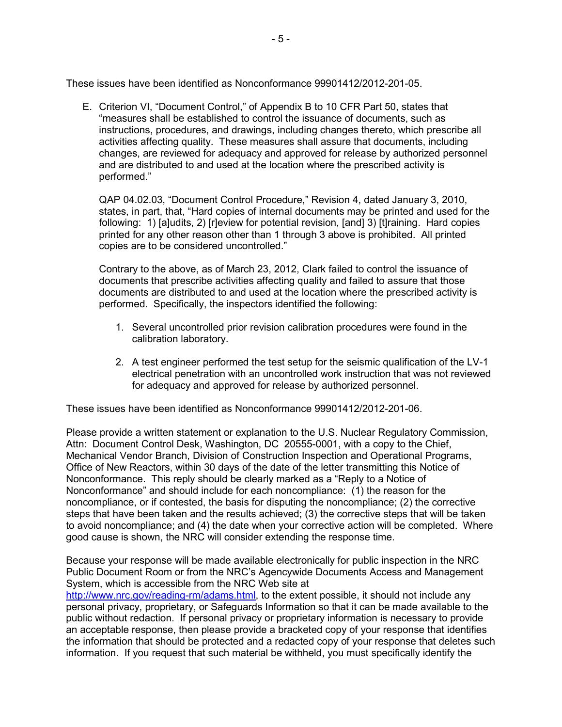These issues have been identified as Nonconformance 99901412/2012-201-05.

E. Criterion VI, "Document Control," of Appendix B to 10 CFR Part 50, states that "measures shall be established to control the issuance of documents, such as instructions, procedures, and drawings, including changes thereto, which prescribe all activities affecting quality. These measures shall assure that documents, including changes, are reviewed for adequacy and approved for release by authorized personnel and are distributed to and used at the location where the prescribed activity is performed."

   QAP 04.02.03, "Document Control Procedure," Revision 4, dated January 3, 2010, states, in part, that, "Hard copies of internal documents may be printed and used for the following: 1) [a]udits, 2) [r]eview for potential revision, [and] 3) [t]raining. Hard copies printed for any other reason other than 1 through 3 above is prohibited. All printed copies are to be considered uncontrolled."

   Contrary to the above, as of March 23, 2012, Clark failed to control the issuance of documents that prescribe activities affecting quality and failed to assure that those documents are distributed to and used at the location where the prescribed activity is performed. Specifically, the inspectors identified the following:

   1. Several uncontrolled prior revision calibration procedures were found in the calibration laboratory.

   2. A test engineer performed the test setup for the seismic qualification of the LV-1 electrical penetration with an uncontrolled work instruction that was not reviewed for adequacy and approved for release by authorized personnel.

These issues have been identified as Nonconformance 99901412/2012-201-06.

Please provide a written statement or explanation to the U.S. Nuclear Regulatory Commission, Attn: Document Control Desk, Washington, DC 20555-0001, with a copy to the Chief, Mechanical Vendor Branch, Division of Construction Inspection and Operational Programs, Office of New Reactors, within 30 days of the date of the letter transmitting this Notice of Nonconformance. This reply should be clearly marked as a "Reply to a Notice of Nonconformance" and should include for each noncompliance: (1) the reason for the noncompliance, or if contested, the basis for disputing the noncompliance; (2) the corrective steps that have been taken and the results achieved; (3) the corrective steps that will be taken to avoid noncompliance; and (4) the date when your corrective action will be completed. Where good cause is shown, the NRC will consider extending the response time.

Because your response will be made available electronically for public inspection in the NRC Public Document Room or from the NRC's Agencywide Documents Access and Management System, which is accessible from the NRC Web site at http://www.nrc.gov/reading-rm/adams.html, to the extent possible, it should not include any personal privacy, proprietary, or Safeguards Information so that it can be made available to the public without redaction. If personal privacy or proprietary information is necessary to provide an acceptable response, then please provide a bracketed copy of your response that identifies the information that should be protected and a redacted copy of your response that deletes such information. If you request that such material be withheld, you must specifically identify the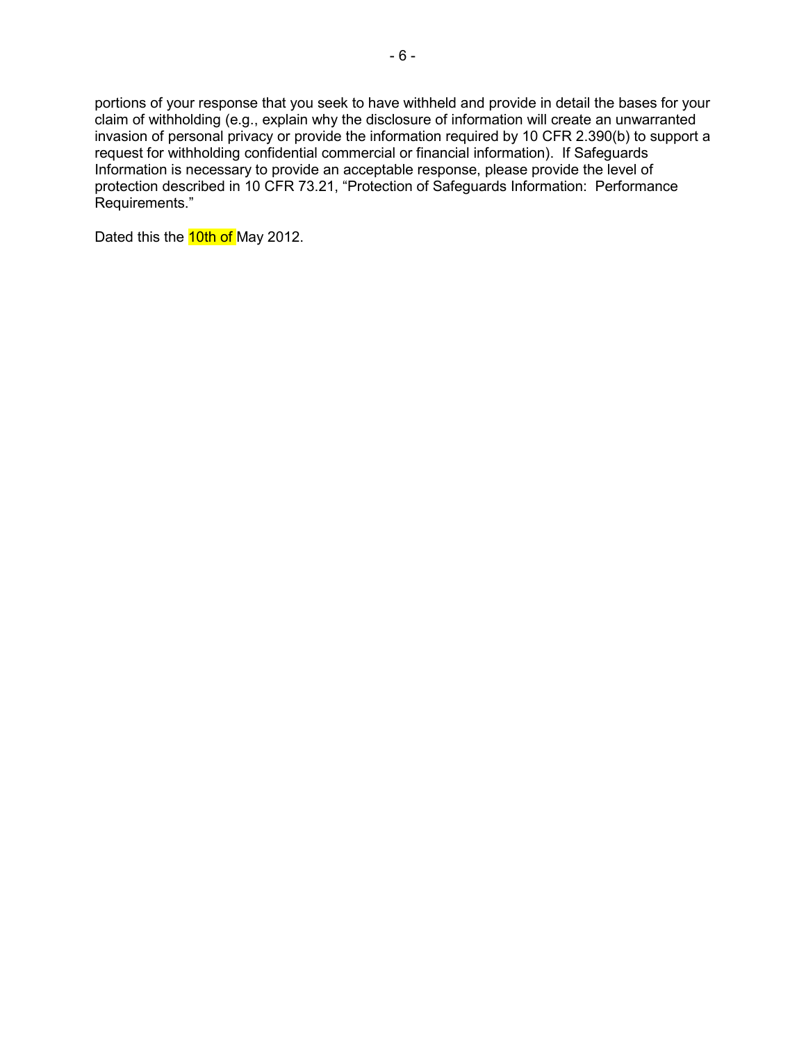portions of your response that you seek to have withheld and provide in detail the bases for your claim of withholding (e.g., explain why the disclosure of information will create an unwarranted invasion of personal privacy or provide the information required by 10 CFR 2.390(b) to support a request for withholding confidential commercial or financial information). If Safeguards Information is necessary to provide an acceptable response, please provide the level of protection described in 10 CFR 73.21, "Protection of Safeguards Information: Performance Requirements."

Dated this the 10th of May 2012.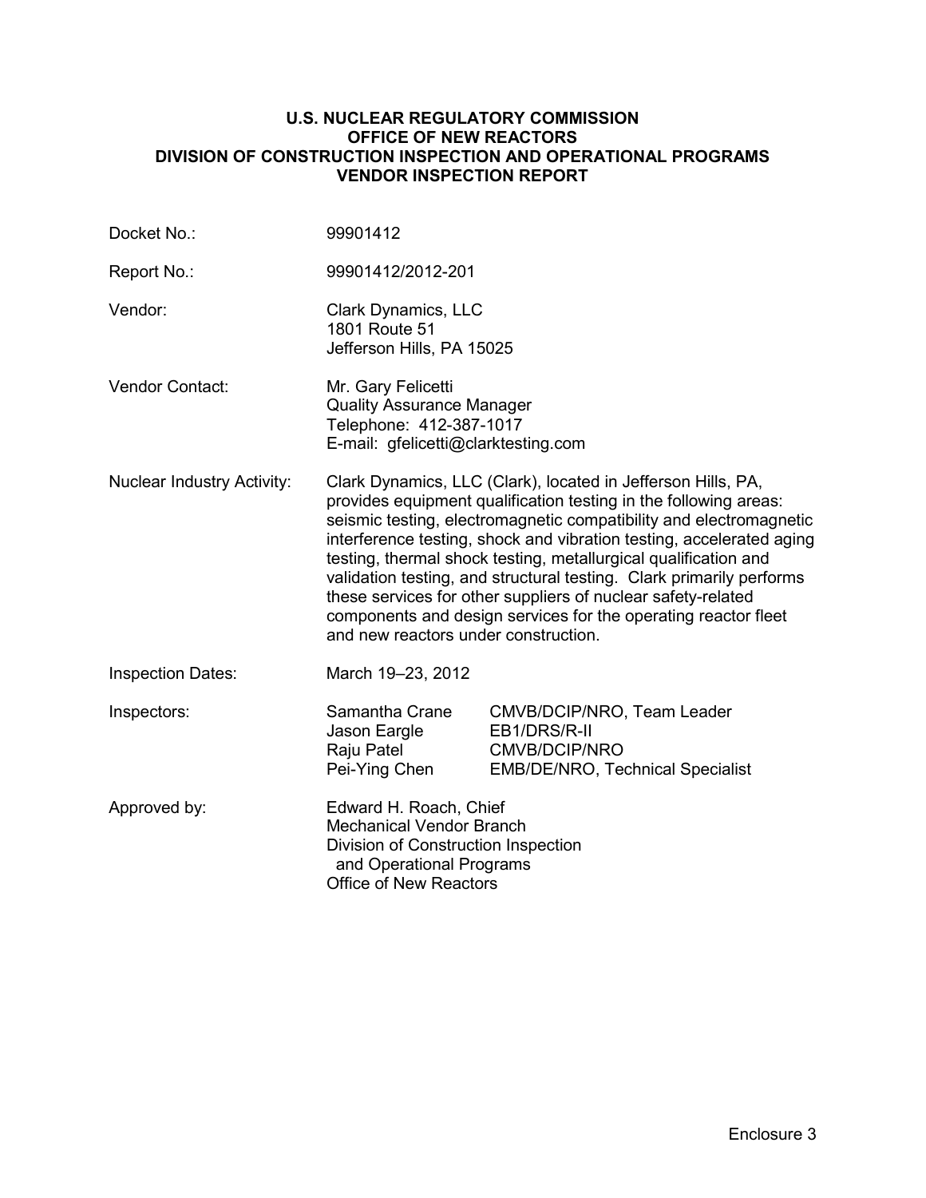**U.S. NUCLEAR REGULATORY COMMISSION**
**OFFICE OF NEW REACTORS**
**DIVISION OF CONSTRUCTION INSPECTION AND OPERATIONAL PROGRAMS**
**VENDOR INSPECTION REPORT**

| | |
|---|---|
| Docket No.: | 99901412 |
| Report No.: | 99901412/2012-201 |
| Vendor: | Clark Dynamics, LLC<br>1801 Route 51<br>Jefferson Hills, PA 15025 |
| Vendor Contact: | Mr. Gary Felicetti<br>Quality Assurance Manager<br>Telephone: 412-387-1017<br>E-mail: gfelicetti@clarktesting.com |
| Nuclear Industry Activity: | Clark Dynamics, LLC (Clark), located in Jefferson Hills, PA, provides equipment qualification testing in the following areas: seismic testing, electromagnetic compatibility and electromagnetic interference testing, shock and vibration testing, accelerated aging testing, thermal shock testing, metallurgical qualification and validation testing, and structural testing. Clark primarily performs these services for other suppliers of nuclear safety-related components and design services for the operating reactor fleet and new reactors under construction. |
| Inspection Dates: | March 19–23, 2012 |
| Inspectors: | Samantha Crane — CMVB/DCIP/NRO, Team Leader<br>Jason Eargle — EB1/DRS/R-II<br>Raju Patel — CMVB/DCIP/NRO<br>Pei-Ying Chen — EMB/DE/NRO, Technical Specialist |
| Approved by: | Edward H. Roach, Chief<br>Mechanical Vendor Branch<br>Division of Construction Inspection and Operational Programs<br>Office of New Reactors |

Enclosure 3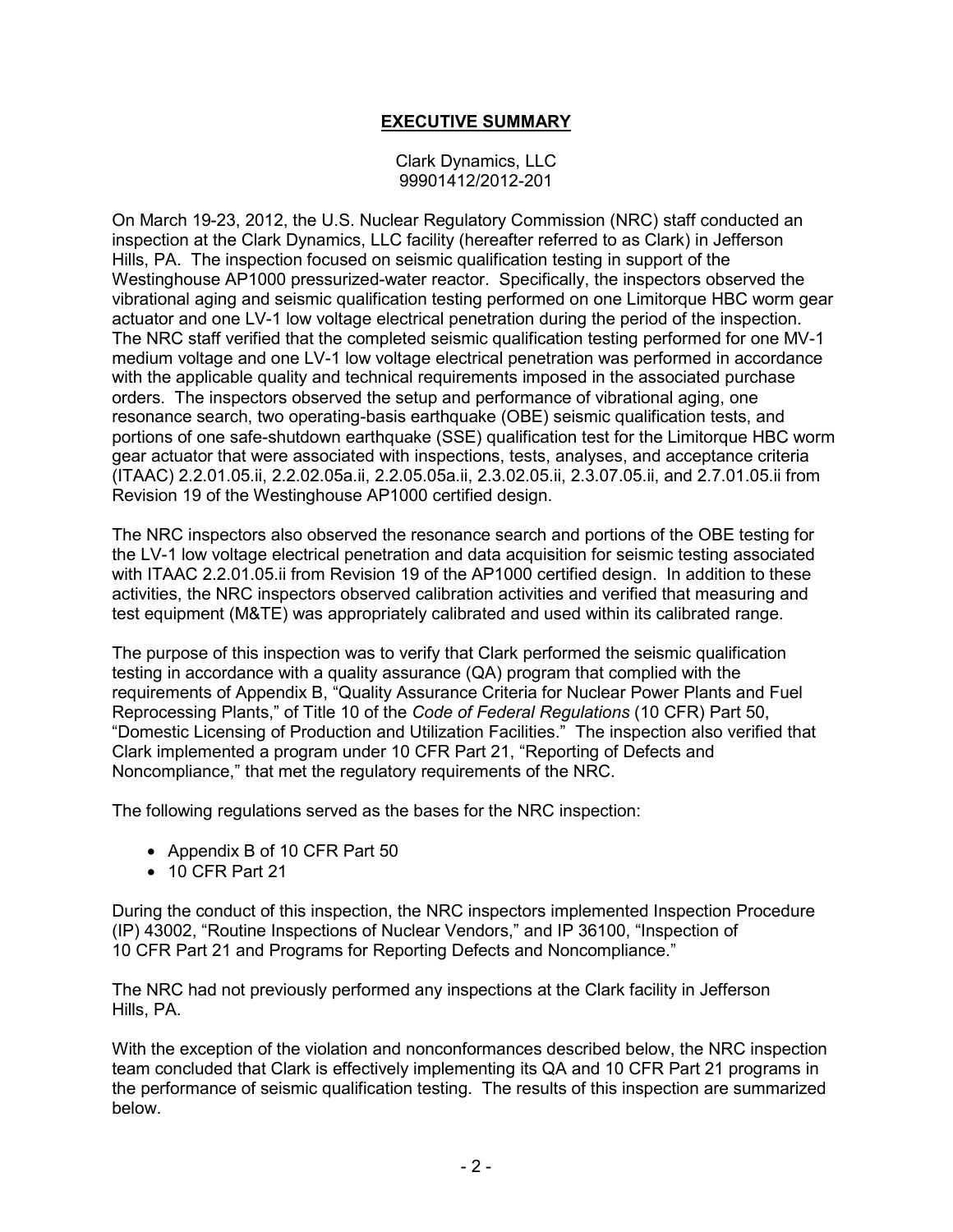# EXECUTIVE SUMMARY

Clark Dynamics, LLC
99901412/2012-201

On March 19-23, 2012, the U.S. Nuclear Regulatory Commission (NRC) staff conducted an inspection at the Clark Dynamics, LLC facility (hereafter referred to as Clark) in Jefferson Hills, PA. The inspection focused on seismic qualification testing in support of the Westinghouse AP1000 pressurized-water reactor. Specifically, the inspectors observed the vibrational aging and seismic qualification testing performed on one Limitorque HBC worm gear actuator and one LV-1 low voltage electrical penetration during the period of the inspection. The NRC staff verified that the completed seismic qualification testing performed for one MV-1 medium voltage and one LV-1 low voltage electrical penetration was performed in accordance with the applicable quality and technical requirements imposed in the associated purchase orders. The inspectors observed the setup and performance of vibrational aging, one resonance search, two operating-basis earthquake (OBE) seismic qualification tests, and portions of one safe-shutdown earthquake (SSE) qualification test for the Limitorque HBC worm gear actuator that were associated with inspections, tests, analyses, and acceptance criteria (ITAAC) 2.2.01.05.ii, 2.2.02.05a.ii, 2.2.05.05a.ii, 2.3.02.05.ii, 2.3.07.05.ii, and 2.7.01.05.ii from Revision 19 of the Westinghouse AP1000 certified design.

The NRC inspectors also observed the resonance search and portions of the OBE testing for the LV-1 low voltage electrical penetration and data acquisition for seismic testing associated with ITAAC 2.2.01.05.ii from Revision 19 of the AP1000 certified design. In addition to these activities, the NRC inspectors observed calibration activities and verified that measuring and test equipment (M&TE) was appropriately calibrated and used within its calibrated range.

The purpose of this inspection was to verify that Clark performed the seismic qualification testing in accordance with a quality assurance (QA) program that complied with the requirements of Appendix B, "Quality Assurance Criteria for Nuclear Power Plants and Fuel Reprocessing Plants," of Title 10 of the *Code of Federal Regulations* (10 CFR) Part 50, "Domestic Licensing of Production and Utilization Facilities." The inspection also verified that Clark implemented a program under 10 CFR Part 21, "Reporting of Defects and Noncompliance," that met the regulatory requirements of the NRC.

The following regulations served as the bases for the NRC inspection:

- Appendix B of 10 CFR Part 50
- 10 CFR Part 21

During the conduct of this inspection, the NRC inspectors implemented Inspection Procedure (IP) 43002, "Routine Inspections of Nuclear Vendors," and IP 36100, "Inspection of 10 CFR Part 21 and Programs for Reporting Defects and Noncompliance."

The NRC had not previously performed any inspections at the Clark facility in Jefferson Hills, PA.

With the exception of the violation and nonconformances described below, the NRC inspection team concluded that Clark is effectively implementing its QA and 10 CFR Part 21 programs in the performance of seismic qualification testing. The results of this inspection are summarized below.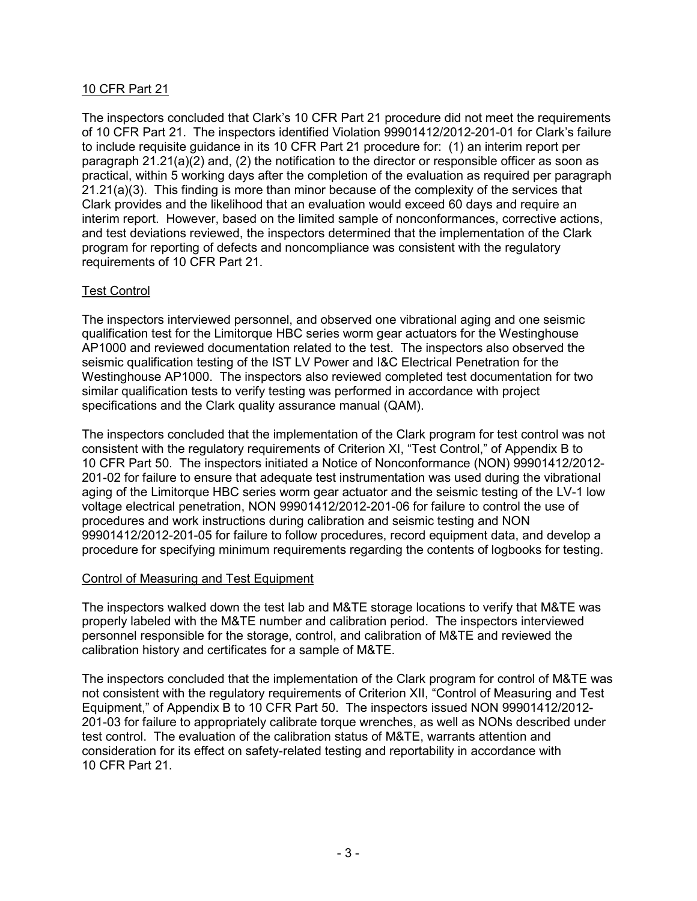## 10 CFR Part 21

The inspectors concluded that Clark's 10 CFR Part 21 procedure did not meet the requirements of 10 CFR Part 21. The inspectors identified Violation 99901412/2012-201-01 for Clark's failure to include requisite guidance in its 10 CFR Part 21 procedure for: (1) an interim report per paragraph 21.21(a)(2) and, (2) the notification to the director or responsible officer as soon as practical, within 5 working days after the completion of the evaluation as required per paragraph 21.21(a)(3). This finding is more than minor because of the complexity of the services that Clark provides and the likelihood that an evaluation would exceed 60 days and require an interim report. However, based on the limited sample of nonconformances, corrective actions, and test deviations reviewed, the inspectors determined that the implementation of the Clark program for reporting of defects and noncompliance was consistent with the regulatory requirements of 10 CFR Part 21.

## Test Control

The inspectors interviewed personnel, and observed one vibrational aging and one seismic qualification test for the Limitorque HBC series worm gear actuators for the Westinghouse AP1000 and reviewed documentation related to the test. The inspectors also observed the seismic qualification testing of the IST LV Power and I&C Electrical Penetration for the Westinghouse AP1000. The inspectors also reviewed completed test documentation for two similar qualification tests to verify testing was performed in accordance with project specifications and the Clark quality assurance manual (QAM).

The inspectors concluded that the implementation of the Clark program for test control was not consistent with the regulatory requirements of Criterion XI, "Test Control," of Appendix B to 10 CFR Part 50. The inspectors initiated a Notice of Nonconformance (NON) 99901412/2012-201-02 for failure to ensure that adequate test instrumentation was used during the vibrational aging of the Limitorque HBC series worm gear actuator and the seismic testing of the LV-1 low voltage electrical penetration, NON 99901412/2012-201-06 for failure to control the use of procedures and work instructions during calibration and seismic testing and NON 99901412/2012-201-05 for failure to follow procedures, record equipment data, and develop a procedure for specifying minimum requirements regarding the contents of logbooks for testing.

## Control of Measuring and Test Equipment

The inspectors walked down the test lab and M&TE storage locations to verify that M&TE was properly labeled with the M&TE number and calibration period. The inspectors interviewed personnel responsible for the storage, control, and calibration of M&TE and reviewed the calibration history and certificates for a sample of M&TE.

The inspectors concluded that the implementation of the Clark program for control of M&TE was not consistent with the regulatory requirements of Criterion XII, "Control of Measuring and Test Equipment," of Appendix B to 10 CFR Part 50. The inspectors issued NON 99901412/2012-201-03 for failure to appropriately calibrate torque wrenches, as well as NONs described under test control. The evaluation of the calibration status of M&TE, warrants attention and consideration for its effect on safety-related testing and reportability in accordance with 10 CFR Part 21.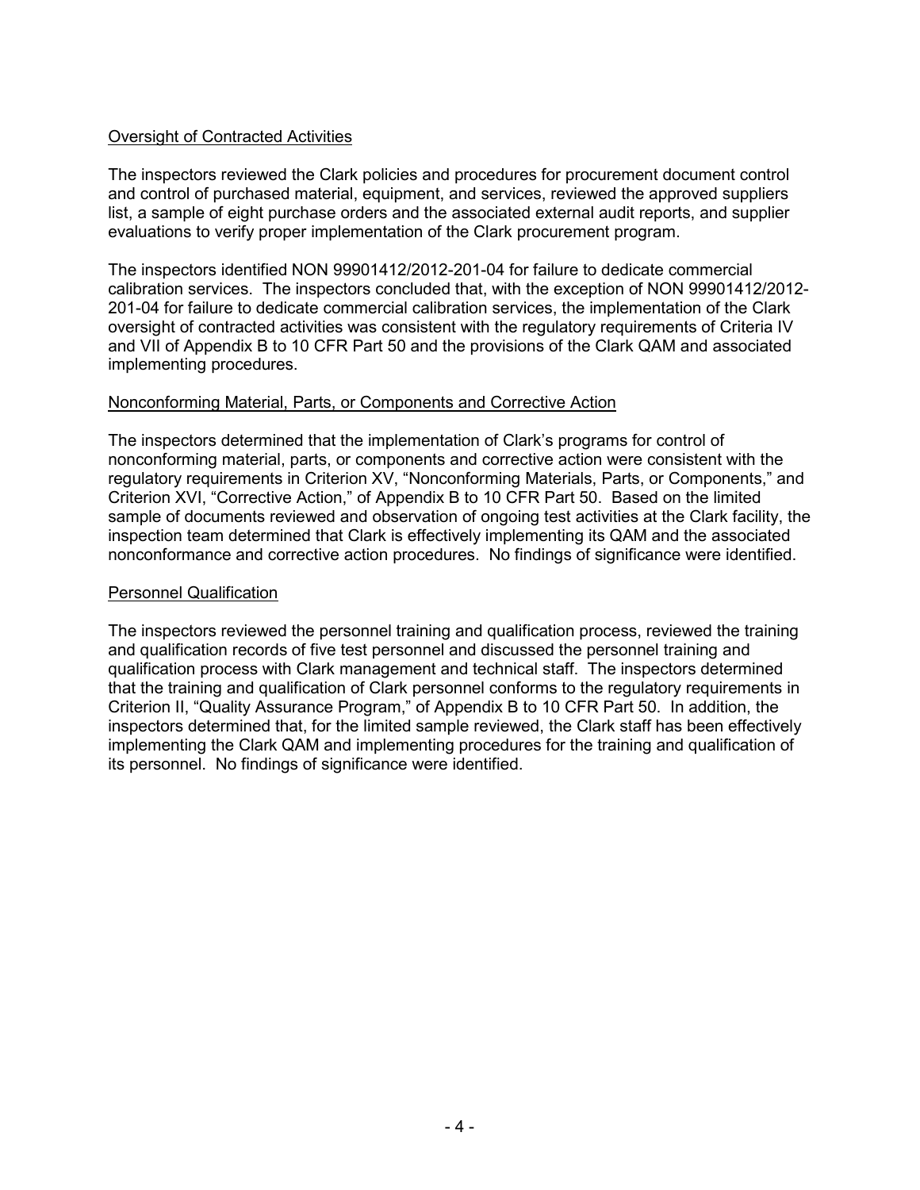Oversight of Contracted Activities

The inspectors reviewed the Clark policies and procedures for procurement document control and control of purchased material, equipment, and services, reviewed the approved suppliers list, a sample of eight purchase orders and the associated external audit reports, and supplier evaluations to verify proper implementation of the Clark procurement program.

The inspectors identified NON 99901412/2012-201-04 for failure to dedicate commercial calibration services. The inspectors concluded that, with the exception of NON 99901412/2012-201-04 for failure to dedicate commercial calibration services, the implementation of the Clark oversight of contracted activities was consistent with the regulatory requirements of Criteria IV and VII of Appendix B to 10 CFR Part 50 and the provisions of the Clark QAM and associated implementing procedures.

Nonconforming Material, Parts, or Components and Corrective Action

The inspectors determined that the implementation of Clark's programs for control of nonconforming material, parts, or components and corrective action were consistent with the regulatory requirements in Criterion XV, "Nonconforming Materials, Parts, or Components," and Criterion XVI, "Corrective Action," of Appendix B to 10 CFR Part 50. Based on the limited sample of documents reviewed and observation of ongoing test activities at the Clark facility, the inspection team determined that Clark is effectively implementing its QAM and the associated nonconformance and corrective action procedures. No findings of significance were identified.

Personnel Qualification

The inspectors reviewed the personnel training and qualification process, reviewed the training and qualification records of five test personnel and discussed the personnel training and qualification process with Clark management and technical staff. The inspectors determined that the training and qualification of Clark personnel conforms to the regulatory requirements in Criterion II, "Quality Assurance Program," of Appendix B to 10 CFR Part 50. In addition, the inspectors determined that, for the limited sample reviewed, the Clark staff has been effectively implementing the Clark QAM and implementing procedures for the training and qualification of its personnel. No findings of significance were identified.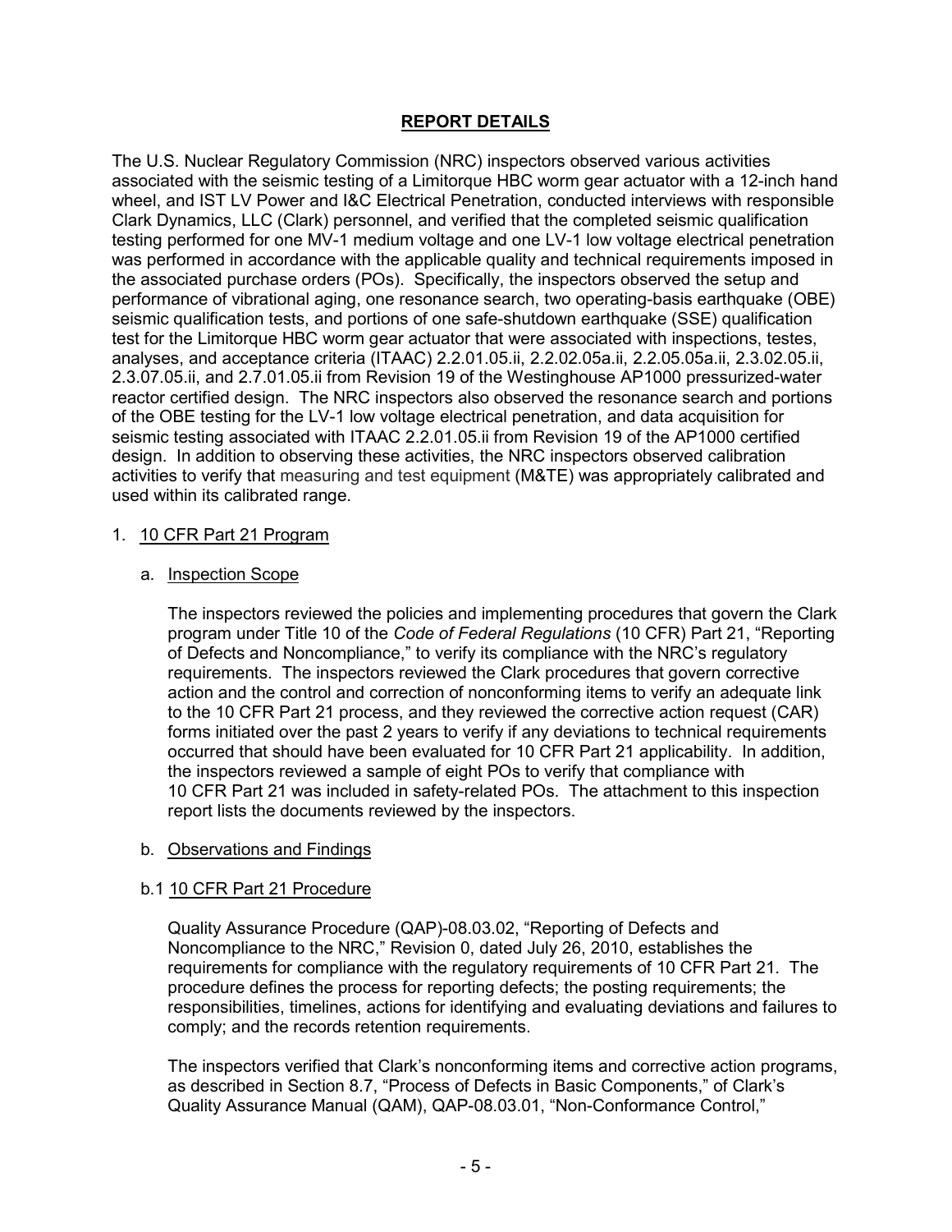## REPORT DETAILS

The U.S. Nuclear Regulatory Commission (NRC) inspectors observed various activities associated with the seismic testing of a Limitorque HBC worm gear actuator with a 12-inch hand wheel, and IST LV Power and I&C Electrical Penetration, conducted interviews with responsible Clark Dynamics, LLC (Clark) personnel, and verified that the completed seismic qualification testing performed for one MV-1 medium voltage and one LV-1 low voltage electrical penetration was performed in accordance with the applicable quality and technical requirements imposed in the associated purchase orders (POs). Specifically, the inspectors observed the setup and performance of vibrational aging, one resonance search, two operating-basis earthquake (OBE) seismic qualification tests, and portions of one safe-shutdown earthquake (SSE) qualification test for the Limitorque HBC worm gear actuator that were associated with inspections, testes, analyses, and acceptance criteria (ITAAC) 2.2.01.05.ii, 2.2.02.05a.ii, 2.2.05.05a.ii, 2.3.02.05.ii, 2.3.07.05.ii, and 2.7.01.05.ii from Revision 19 of the Westinghouse AP1000 pressurized-water reactor certified design. The NRC inspectors also observed the resonance search and portions of the OBE testing for the LV-1 low voltage electrical penetration, and data acquisition for seismic testing associated with ITAAC 2.2.01.05.ii from Revision 19 of the AP1000 certified design. In addition to observing these activities, the NRC inspectors observed calibration activities to verify that measuring and test equipment (M&TE) was appropriately calibrated and used within its calibrated range.

1. 10 CFR Part 21 Program

   a. Inspection Scope

      The inspectors reviewed the policies and implementing procedures that govern the Clark program under Title 10 of the *Code of Federal Regulations* (10 CFR) Part 21, "Reporting of Defects and Noncompliance," to verify its compliance with the NRC's regulatory requirements. The inspectors reviewed the Clark procedures that govern corrective action and the control and correction of nonconforming items to verify an adequate link to the 10 CFR Part 21 process, and they reviewed the corrective action request (CAR) forms initiated over the past 2 years to verify if any deviations to technical requirements occurred that should have been evaluated for 10 CFR Part 21 applicability. In addition, the inspectors reviewed a sample of eight POs to verify that compliance with 10 CFR Part 21 was included in safety-related POs. The attachment to this inspection report lists the documents reviewed by the inspectors.

   b. Observations and Findings

   b.1 10 CFR Part 21 Procedure

      Quality Assurance Procedure (QAP)-08.03.02, "Reporting of Defects and Noncompliance to the NRC," Revision 0, dated July 26, 2010, establishes the requirements for compliance with the regulatory requirements of 10 CFR Part 21. The procedure defines the process for reporting defects; the posting requirements; the responsibilities, timelines, actions for identifying and evaluating deviations and failures to comply; and the records retention requirements.

      The inspectors verified that Clark's nonconforming items and corrective action programs, as described in Section 8.7, "Process of Defects in Basic Components," of Clark's Quality Assurance Manual (QAM), QAP-08.03.01, "Non-Conformance Control,"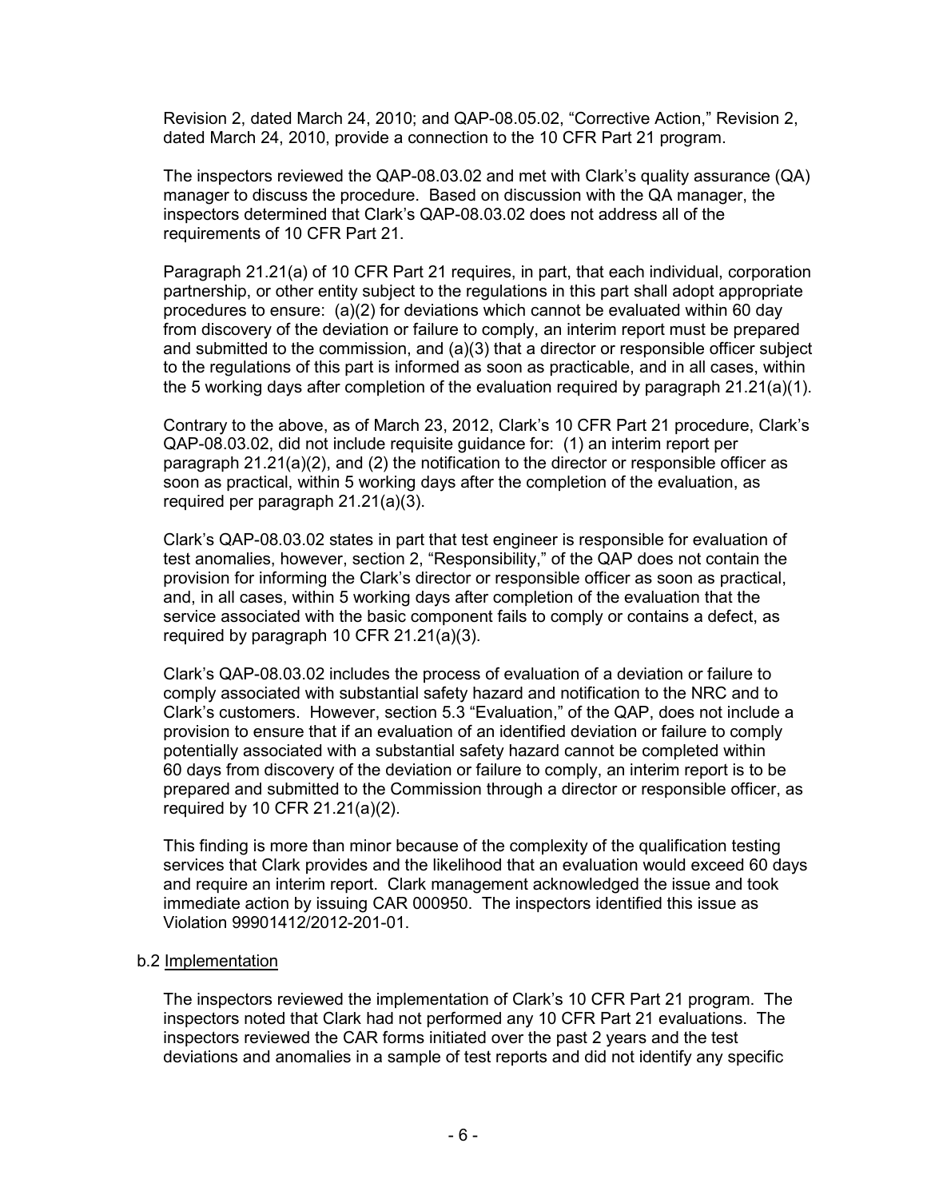Revision 2, dated March 24, 2010; and QAP-08.05.02, "Corrective Action," Revision 2, dated March 24, 2010, provide a connection to the 10 CFR Part 21 program.

The inspectors reviewed the QAP-08.03.02 and met with Clark's quality assurance (QA) manager to discuss the procedure. Based on discussion with the QA manager, the inspectors determined that Clark's QAP-08.03.02 does not address all of the requirements of 10 CFR Part 21.

Paragraph 21.21(a) of 10 CFR Part 21 requires, in part, that each individual, corporation partnership, or other entity subject to the regulations in this part shall adopt appropriate procedures to ensure: (a)(2) for deviations which cannot be evaluated within 60 day from discovery of the deviation or failure to comply, an interim report must be prepared and submitted to the commission, and (a)(3) that a director or responsible officer subject to the regulations of this part is informed as soon as practicable, and in all cases, within the 5 working days after completion of the evaluation required by paragraph 21.21(a)(1).

Contrary to the above, as of March 23, 2012, Clark's 10 CFR Part 21 procedure, Clark's QAP-08.03.02, did not include requisite guidance for: (1) an interim report per paragraph 21.21(a)(2), and (2) the notification to the director or responsible officer as soon as practical, within 5 working days after the completion of the evaluation, as required per paragraph 21.21(a)(3).

Clark's QAP-08.03.02 states in part that test engineer is responsible for evaluation of test anomalies, however, section 2, "Responsibility," of the QAP does not contain the provision for informing the Clark's director or responsible officer as soon as practical, and, in all cases, within 5 working days after completion of the evaluation that the service associated with the basic component fails to comply or contains a defect, as required by paragraph 10 CFR 21.21(a)(3).

Clark's QAP-08.03.02 includes the process of evaluation of a deviation or failure to comply associated with substantial safety hazard and notification to the NRC and to Clark's customers. However, section 5.3 "Evaluation," of the QAP, does not include a provision to ensure that if an evaluation of an identified deviation or failure to comply potentially associated with a substantial safety hazard cannot be completed within 60 days from discovery of the deviation or failure to comply, an interim report is to be prepared and submitted to the Commission through a director or responsible officer, as required by 10 CFR 21.21(a)(2).

This finding is more than minor because of the complexity of the qualification testing services that Clark provides and the likelihood that an evaluation would exceed 60 days and require an interim report. Clark management acknowledged the issue and took immediate action by issuing CAR 000950. The inspectors identified this issue as Violation 99901412/2012-201-01.

b.2 Implementation

The inspectors reviewed the implementation of Clark's 10 CFR Part 21 program. The inspectors noted that Clark had not performed any 10 CFR Part 21 evaluations. The inspectors reviewed the CAR forms initiated over the past 2 years and the test deviations and anomalies in a sample of test reports and did not identify any specific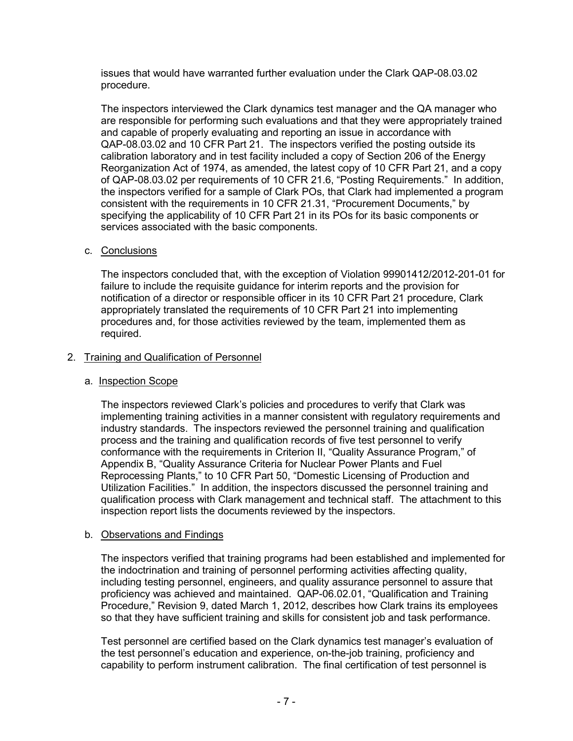issues that would have warranted further evaluation under the Clark QAP-08.03.02 procedure.

The inspectors interviewed the Clark dynamics test manager and the QA manager who are responsible for performing such evaluations and that they were appropriately trained and capable of properly evaluating and reporting an issue in accordance with QAP-08.03.02 and 10 CFR Part 21. The inspectors verified the posting outside its calibration laboratory and in test facility included a copy of Section 206 of the Energy Reorganization Act of 1974, as amended, the latest copy of 10 CFR Part 21, and a copy of QAP-08.03.02 per requirements of 10 CFR 21.6, "Posting Requirements." In addition, the inspectors verified for a sample of Clark POs, that Clark had implemented a program consistent with the requirements in 10 CFR 21.31, "Procurement Documents," by specifying the applicability of 10 CFR Part 21 in its POs for its basic components or services associated with the basic components.

c. Conclusions

The inspectors concluded that, with the exception of Violation 99901412/2012-201-01 for failure to include the requisite guidance for interim reports and the provision for notification of a director or responsible officer in its 10 CFR Part 21 procedure, Clark appropriately translated the requirements of 10 CFR Part 21 into implementing procedures and, for those activities reviewed by the team, implemented them as required.

## 2. Training and Qualification of Personnel

a. Inspection Scope

The inspectors reviewed Clark's policies and procedures to verify that Clark was implementing training activities in a manner consistent with regulatory requirements and industry standards. The inspectors reviewed the personnel training and qualification process and the training and qualification records of five test personnel to verify conformance with the requirements in Criterion II, "Quality Assurance Program," of Appendix B, "Quality Assurance Criteria for Nuclear Power Plants and Fuel Reprocessing Plants," to 10 CFR Part 50, "Domestic Licensing of Production and Utilization Facilities." In addition, the inspectors discussed the personnel training and qualification process with Clark management and technical staff. The attachment to this inspection report lists the documents reviewed by the inspectors.

b. Observations and Findings

The inspectors verified that training programs had been established and implemented for the indoctrination and training of personnel performing activities affecting quality, including testing personnel, engineers, and quality assurance personnel to assure that proficiency was achieved and maintained. QAP-06.02.01, "Qualification and Training Procedure," Revision 9, dated March 1, 2012, describes how Clark trains its employees so that they have sufficient training and skills for consistent job and task performance.

Test personnel are certified based on the Clark dynamics test manager's evaluation of the test personnel's education and experience, on-the-job training, proficiency and capability to perform instrument calibration. The final certification of test personnel is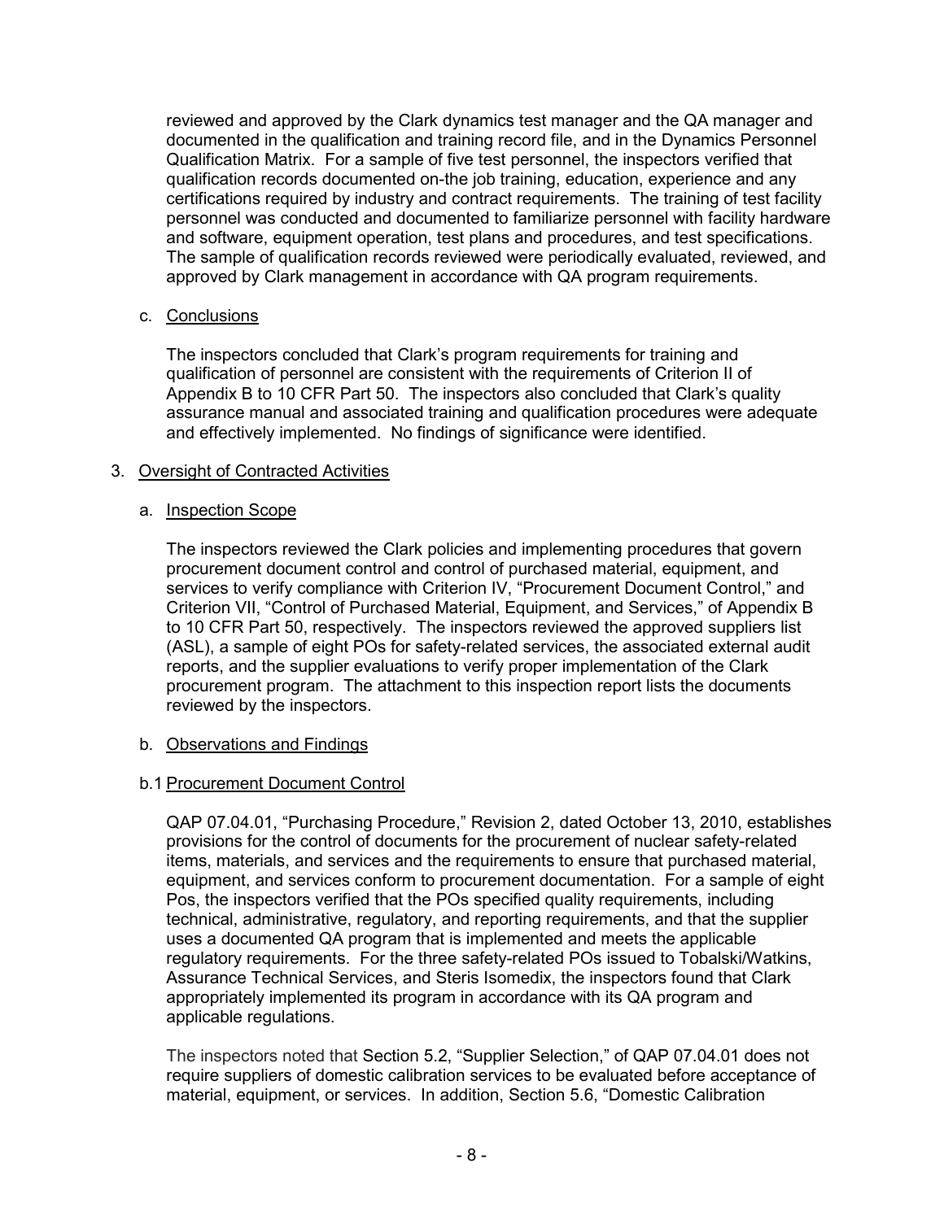reviewed and approved by the Clark dynamics test manager and the QA manager and documented in the qualification and training record file, and in the Dynamics Personnel Qualification Matrix. For a sample of five test personnel, the inspectors verified that qualification records documented on-the job training, education, experience and any certifications required by industry and contract requirements. The training of test facility personnel was conducted and documented to familiarize personnel with facility hardware and software, equipment operation, test plans and procedures, and test specifications. The sample of qualification records reviewed were periodically evaluated, reviewed, and approved by Clark management in accordance with QA program requirements.

c. Conclusions

The inspectors concluded that Clark's program requirements for training and qualification of personnel are consistent with the requirements of Criterion II of Appendix B to 10 CFR Part 50. The inspectors also concluded that Clark's quality assurance manual and associated training and qualification procedures were adequate and effectively implemented. No findings of significance were identified.

3. Oversight of Contracted Activities

a. Inspection Scope

The inspectors reviewed the Clark policies and implementing procedures that govern procurement document control and control of purchased material, equipment, and services to verify compliance with Criterion IV, "Procurement Document Control," and Criterion VII, "Control of Purchased Material, Equipment, and Services," of Appendix B to 10 CFR Part 50, respectively. The inspectors reviewed the approved suppliers list (ASL), a sample of eight POs for safety-related services, the associated external audit reports, and the supplier evaluations to verify proper implementation of the Clark procurement program. The attachment to this inspection report lists the documents reviewed by the inspectors.

b. Observations and Findings

b.1 Procurement Document Control

QAP 07.04.01, "Purchasing Procedure," Revision 2, dated October 13, 2010, establishes provisions for the control of documents for the procurement of nuclear safety-related items, materials, and services and the requirements to ensure that purchased material, equipment, and services conform to procurement documentation. For a sample of eight Pos, the inspectors verified that the POs specified quality requirements, including technical, administrative, regulatory, and reporting requirements, and that the supplier uses a documented QA program that is implemented and meets the applicable regulatory requirements. For the three safety-related POs issued to Tobalski/Watkins, Assurance Technical Services, and Steris Isomedix, the inspectors found that Clark appropriately implemented its program in accordance with its QA program and applicable regulations.

The inspectors noted that Section 5.2, "Supplier Selection," of QAP 07.04.01 does not require suppliers of domestic calibration services to be evaluated before acceptance of material, equipment, or services. In addition, Section 5.6, "Domestic Calibration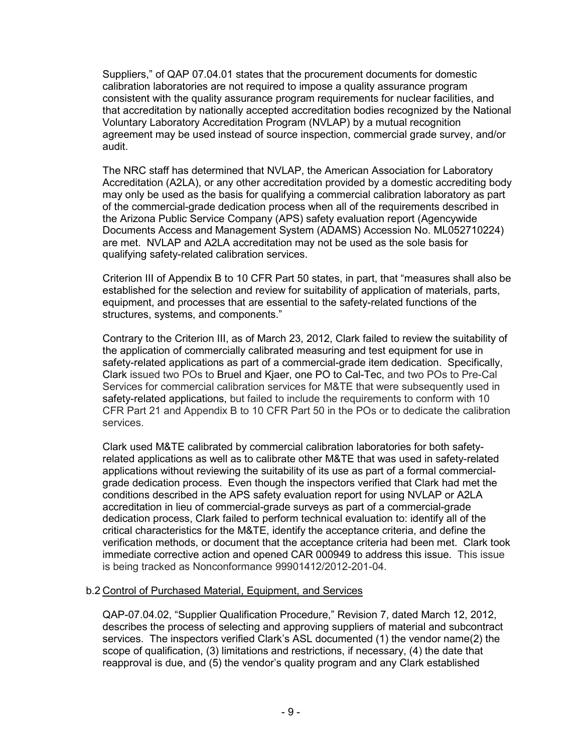Suppliers," of QAP 07.04.01 states that the procurement documents for domestic calibration laboratories are not required to impose a quality assurance program consistent with the quality assurance program requirements for nuclear facilities, and that accreditation by nationally accepted accreditation bodies recognized by the National Voluntary Laboratory Accreditation Program (NVLAP) by a mutual recognition agreement may be used instead of source inspection, commercial grade survey, and/or audit.

The NRC staff has determined that NVLAP, the American Association for Laboratory Accreditation (A2LA), or any other accreditation provided by a domestic accrediting body may only be used as the basis for qualifying a commercial calibration laboratory as part of the commercial-grade dedication process when all of the requirements described in the Arizona Public Service Company (APS) safety evaluation report (Agencywide Documents Access and Management System (ADAMS) Accession No. ML052710224) are met. NVLAP and A2LA accreditation may not be used as the sole basis for qualifying safety-related calibration services.

Criterion III of Appendix B to 10 CFR Part 50 states, in part, that "measures shall also be established for the selection and review for suitability of application of materials, parts, equipment, and processes that are essential to the safety-related functions of the structures, systems, and components."

Contrary to the Criterion III, as of March 23, 2012, Clark failed to review the suitability of the application of commercially calibrated measuring and test equipment for use in safety-related applications as part of a commercial-grade item dedication. Specifically, Clark issued two POs to Bruel and Kjaer, one PO to Cal-Tec, and two POs to Pre-Cal Services for commercial calibration services for M&TE that were subsequently used in safety-related applications, but failed to include the requirements to conform with 10 CFR Part 21 and Appendix B to 10 CFR Part 50 in the POs or to dedicate the calibration services.

Clark used M&TE calibrated by commercial calibration laboratories for both safety-related applications as well as to calibrate other M&TE that was used in safety-related applications without reviewing the suitability of its use as part of a formal commercial-grade dedication process. Even though the inspectors verified that Clark had met the conditions described in the APS safety evaluation report for using NVLAP or A2LA accreditation in lieu of commercial-grade surveys as part of a commercial-grade dedication process, Clark failed to perform technical evaluation to: identify all of the critical characteristics for the M&TE, identify the acceptance criteria, and define the verification methods, or document that the acceptance criteria had been met. Clark took immediate corrective action and opened CAR 000949 to address this issue. This issue is being tracked as Nonconformance 99901412/2012-201-04.

b.2 Control of Purchased Material, Equipment, and Services

QAP-07.04.02, "Supplier Qualification Procedure," Revision 7, dated March 12, 2012, describes the process of selecting and approving suppliers of material and subcontract services. The inspectors verified Clark's ASL documented (1) the vendor name(2) the scope of qualification, (3) limitations and restrictions, if necessary, (4) the date that reapproval is due, and (5) the vendor's quality program and any Clark established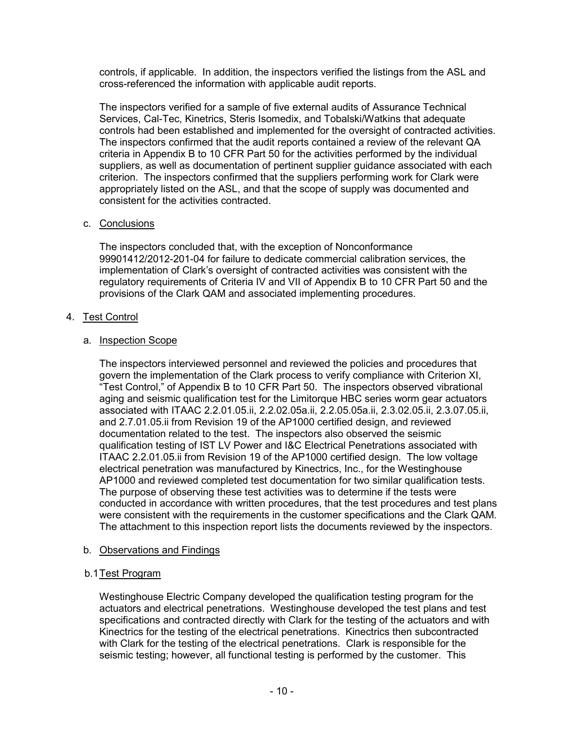controls, if applicable. In addition, the inspectors verified the listings from the ASL and cross-referenced the information with applicable audit reports.

The inspectors verified for a sample of five external audits of Assurance Technical Services, Cal-Tec, Kinetrics, Steris Isomedix, and Tobalski/Watkins that adequate controls had been established and implemented for the oversight of contracted activities. The inspectors confirmed that the audit reports contained a review of the relevant QA criteria in Appendix B to 10 CFR Part 50 for the activities performed by the individual suppliers, as well as documentation of pertinent supplier guidance associated with each criterion. The inspectors confirmed that the suppliers performing work for Clark were appropriately listed on the ASL, and that the scope of supply was documented and consistent for the activities contracted.

c. Conclusions

The inspectors concluded that, with the exception of Nonconformance 99901412/2012-201-04 for failure to dedicate commercial calibration services, the implementation of Clark's oversight of contracted activities was consistent with the regulatory requirements of Criteria IV and VII of Appendix B to 10 CFR Part 50 and the provisions of the Clark QAM and associated implementing procedures.

4. Test Control

a. Inspection Scope

The inspectors interviewed personnel and reviewed the policies and procedures that govern the implementation of the Clark process to verify compliance with Criterion XI, "Test Control," of Appendix B to 10 CFR Part 50. The inspectors observed vibrational aging and seismic qualification test for the Limitorque HBC series worm gear actuators associated with ITAAC 2.2.01.05.ii, 2.2.02.05a.ii, 2.2.05.05a.ii, 2.3.02.05.ii, 2.3.07.05.ii, and 2.7.01.05.ii from Revision 19 of the AP1000 certified design, and reviewed documentation related to the test. The inspectors also observed the seismic qualification testing of IST LV Power and I&C Electrical Penetrations associated with ITAAC 2.2.01.05.ii from Revision 19 of the AP1000 certified design. The low voltage electrical penetration was manufactured by Kinectrics, Inc., for the Westinghouse AP1000 and reviewed completed test documentation for two similar qualification tests. The purpose of observing these test activities was to determine if the tests were conducted in accordance with written procedures, that the test procedures and test plans were consistent with the requirements in the customer specifications and the Clark QAM. The attachment to this inspection report lists the documents reviewed by the inspectors.

b. Observations and Findings

b.1 Test Program

Westinghouse Electric Company developed the qualification testing program for the actuators and electrical penetrations. Westinghouse developed the test plans and test specifications and contracted directly with Clark for the testing of the actuators and with Kinectrics for the testing of the electrical penetrations. Kinectrics then subcontracted with Clark for the testing of the electrical penetrations. Clark is responsible for the seismic testing; however, all functional testing is performed by the customer. This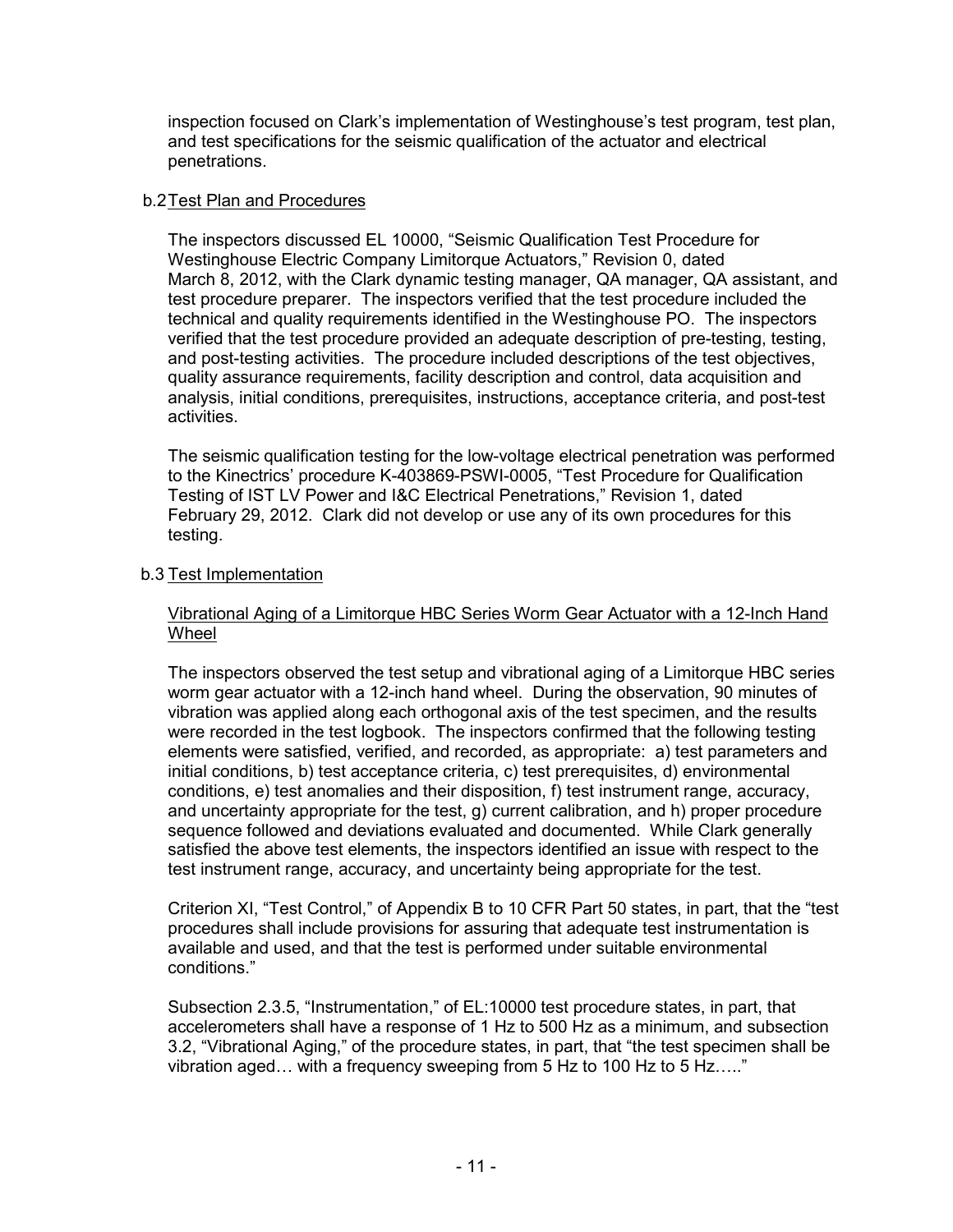inspection focused on Clark's implementation of Westinghouse's test program, test plan, and test specifications for the seismic qualification of the actuator and electrical penetrations.

b.2 Test Plan and Procedures

The inspectors discussed EL 10000, "Seismic Qualification Test Procedure for Westinghouse Electric Company Limitorque Actuators," Revision 0, dated March 8, 2012, with the Clark dynamic testing manager, QA manager, QA assistant, and test procedure preparer. The inspectors verified that the test procedure included the technical and quality requirements identified in the Westinghouse PO. The inspectors verified that the test procedure provided an adequate description of pre-testing, testing, and post-testing activities. The procedure included descriptions of the test objectives, quality assurance requirements, facility description and control, data acquisition and analysis, initial conditions, prerequisites, instructions, acceptance criteria, and post-test activities.

The seismic qualification testing for the low-voltage electrical penetration was performed to the Kinectrics' procedure K-403869-PSWI-0005, "Test Procedure for Qualification Testing of IST LV Power and I&C Electrical Penetrations," Revision 1, dated February 29, 2012. Clark did not develop or use any of its own procedures for this testing.

b.3 Test Implementation

Vibrational Aging of a Limitorque HBC Series Worm Gear Actuator with a 12-Inch Hand Wheel

The inspectors observed the test setup and vibrational aging of a Limitorque HBC series worm gear actuator with a 12-inch hand wheel. During the observation, 90 minutes of vibration was applied along each orthogonal axis of the test specimen, and the results were recorded in the test logbook. The inspectors confirmed that the following testing elements were satisfied, verified, and recorded, as appropriate: a) test parameters and initial conditions, b) test acceptance criteria, c) test prerequisites, d) environmental conditions, e) test anomalies and their disposition, f) test instrument range, accuracy, and uncertainty appropriate for the test, g) current calibration, and h) proper procedure sequence followed and deviations evaluated and documented. While Clark generally satisfied the above test elements, the inspectors identified an issue with respect to the test instrument range, accuracy, and uncertainty being appropriate for the test.

Criterion XI, "Test Control," of Appendix B to 10 CFR Part 50 states, in part, that the "test procedures shall include provisions for assuring that adequate test instrumentation is available and used, and that the test is performed under suitable environmental conditions."

Subsection 2.3.5, "Instrumentation," of EL:10000 test procedure states, in part, that accelerometers shall have a response of 1 Hz to 500 Hz as a minimum, and subsection 3.2, "Vibrational Aging," of the procedure states, in part, that "the test specimen shall be vibration aged… with a frequency sweeping from 5 Hz to 100 Hz to 5 Hz….."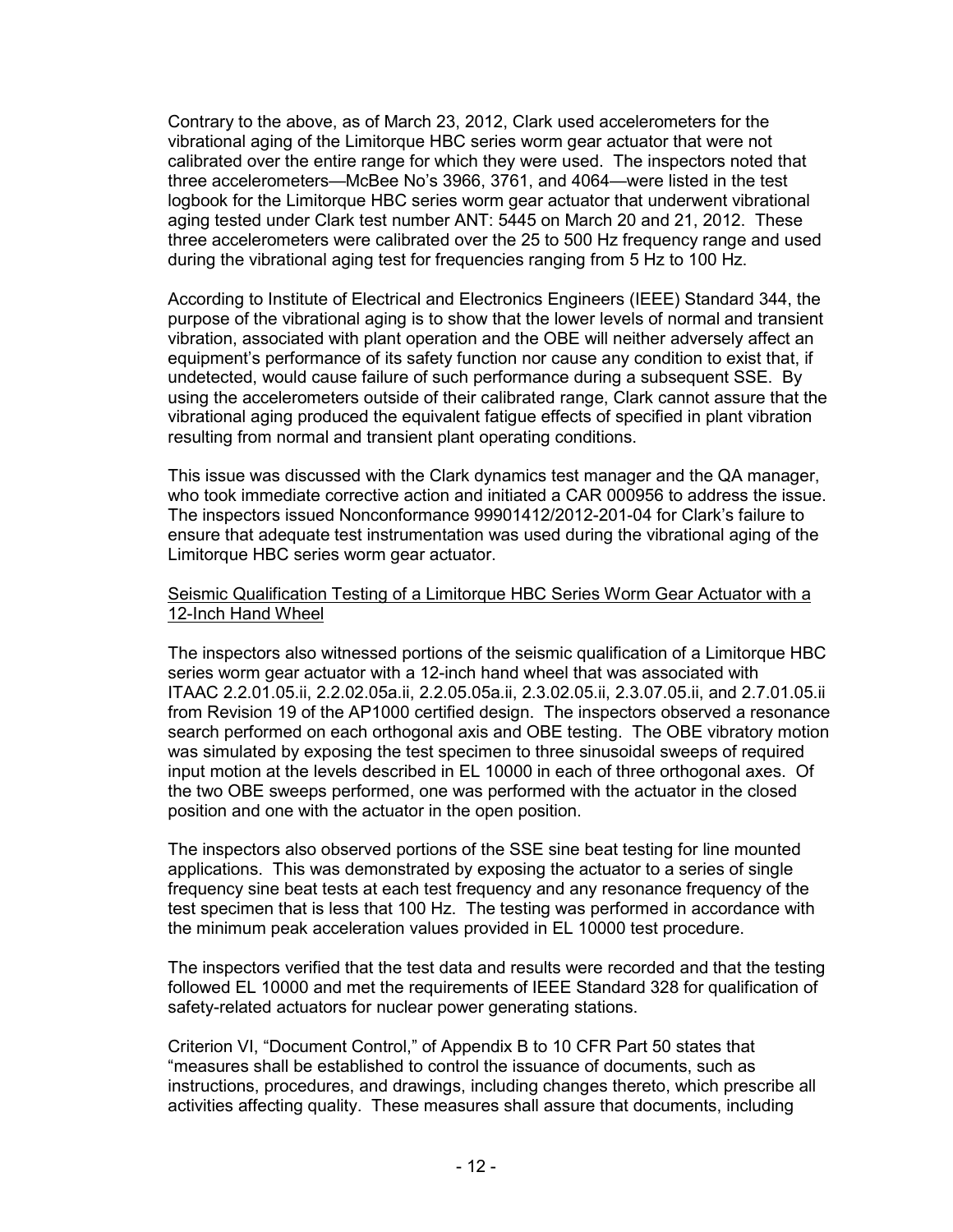Contrary to the above, as of March 23, 2012, Clark used accelerometers for the vibrational aging of the Limitorque HBC series worm gear actuator that were not calibrated over the entire range for which they were used. The inspectors noted that three accelerometers—McBee No's 3966, 3761, and 4064—were listed in the test logbook for the Limitorque HBC series worm gear actuator that underwent vibrational aging tested under Clark test number ANT: 5445 on March 20 and 21, 2012. These three accelerometers were calibrated over the 25 to 500 Hz frequency range and used during the vibrational aging test for frequencies ranging from 5 Hz to 100 Hz.

According to Institute of Electrical and Electronics Engineers (IEEE) Standard 344, the purpose of the vibrational aging is to show that the lower levels of normal and transient vibration, associated with plant operation and the OBE will neither adversely affect an equipment's performance of its safety function nor cause any condition to exist that, if undetected, would cause failure of such performance during a subsequent SSE. By using the accelerometers outside of their calibrated range, Clark cannot assure that the vibrational aging produced the equivalent fatigue effects of specified in plant vibration resulting from normal and transient plant operating conditions.

This issue was discussed with the Clark dynamics test manager and the QA manager, who took immediate corrective action and initiated a CAR 000956 to address the issue. The inspectors issued Nonconformance 99901412/2012-201-04 for Clark's failure to ensure that adequate test instrumentation was used during the vibrational aging of the Limitorque HBC series worm gear actuator.

<u>Seismic Qualification Testing of a Limitorque HBC Series Worm Gear Actuator with a 12-Inch Hand Wheel</u>

The inspectors also witnessed portions of the seismic qualification of a Limitorque HBC series worm gear actuator with a 12-inch hand wheel that was associated with ITAAC 2.2.01.05.ii, 2.2.02.05a.ii, 2.2.05.05a.ii, 2.3.02.05.ii, 2.3.07.05.ii, and 2.7.01.05.ii from Revision 19 of the AP1000 certified design. The inspectors observed a resonance search performed on each orthogonal axis and OBE testing. The OBE vibratory motion was simulated by exposing the test specimen to three sinusoidal sweeps of required input motion at the levels described in EL 10000 in each of three orthogonal axes. Of the two OBE sweeps performed, one was performed with the actuator in the closed position and one with the actuator in the open position.

The inspectors also observed portions of the SSE sine beat testing for line mounted applications. This was demonstrated by exposing the actuator to a series of single frequency sine beat tests at each test frequency and any resonance frequency of the test specimen that is less that 100 Hz. The testing was performed in accordance with the minimum peak acceleration values provided in EL 10000 test procedure.

The inspectors verified that the test data and results were recorded and that the testing followed EL 10000 and met the requirements of IEEE Standard 328 for qualification of safety-related actuators for nuclear power generating stations.

Criterion VI, "Document Control," of Appendix B to 10 CFR Part 50 states that "measures shall be established to control the issuance of documents, such as instructions, procedures, and drawings, including changes thereto, which prescribe all activities affecting quality. These measures shall assure that documents, including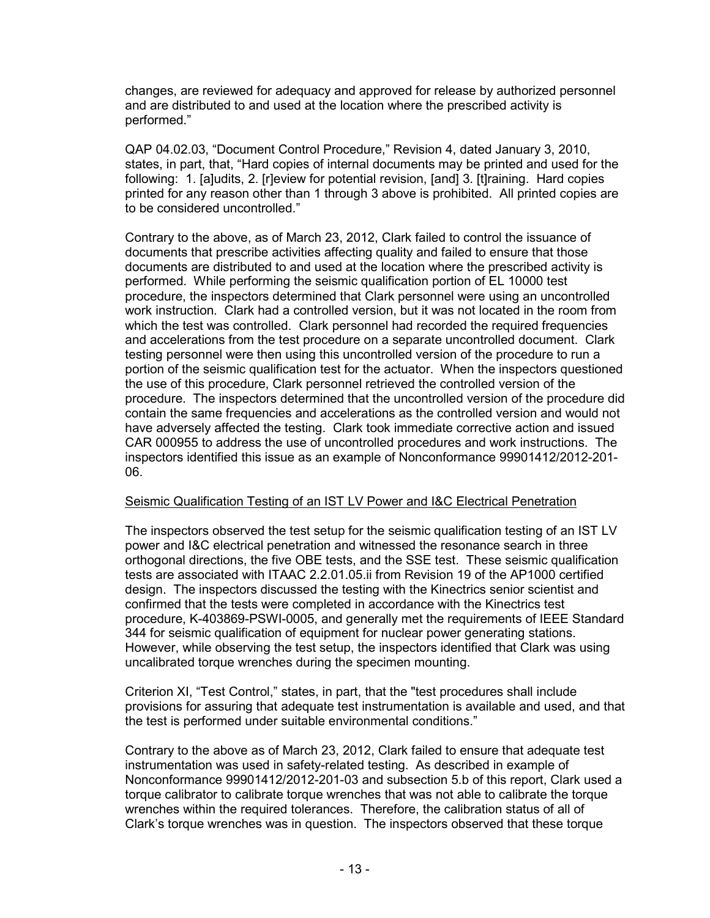changes, are reviewed for adequacy and approved for release by authorized personnel and are distributed to and used at the location where the prescribed activity is performed."

QAP 04.02.03, "Document Control Procedure," Revision 4, dated January 3, 2010, states, in part, that, "Hard copies of internal documents may be printed and used for the following: 1. [a]udits, 2. [r]eview for potential revision, [and] 3. [t]raining. Hard copies printed for any reason other than 1 through 3 above is prohibited. All printed copies are to be considered uncontrolled."

Contrary to the above, as of March 23, 2012, Clark failed to control the issuance of documents that prescribe activities affecting quality and failed to ensure that those documents are distributed to and used at the location where the prescribed activity is performed. While performing the seismic qualification portion of EL 10000 test procedure, the inspectors determined that Clark personnel were using an uncontrolled work instruction. Clark had a controlled version, but it was not located in the room from which the test was controlled. Clark personnel had recorded the required frequencies and accelerations from the test procedure on a separate uncontrolled document. Clark testing personnel were then using this uncontrolled version of the procedure to run a portion of the seismic qualification test for the actuator. When the inspectors questioned the use of this procedure, Clark personnel retrieved the controlled version of the procedure. The inspectors determined that the uncontrolled version of the procedure did contain the same frequencies and accelerations as the controlled version and would not have adversely affected the testing. Clark took immediate corrective action and issued CAR 000955 to address the use of uncontrolled procedures and work instructions. The inspectors identified this issue as an example of Nonconformance 99901412/2012-201-06.

Seismic Qualification Testing of an IST LV Power and I&C Electrical Penetration

The inspectors observed the test setup for the seismic qualification testing of an IST LV power and I&C electrical penetration and witnessed the resonance search in three orthogonal directions, the five OBE tests, and the SSE test. These seismic qualification tests are associated with ITAAC 2.2.01.05.ii from Revision 19 of the AP1000 certified design. The inspectors discussed the testing with the Kinectrics senior scientist and confirmed that the tests were completed in accordance with the Kinectrics test procedure, K-403869-PSWI-0005, and generally met the requirements of IEEE Standard 344 for seismic qualification of equipment for nuclear power generating stations. However, while observing the test setup, the inspectors identified that Clark was using uncalibrated torque wrenches during the specimen mounting.

Criterion XI, "Test Control," states, in part, that the "test procedures shall include provisions for assuring that adequate test instrumentation is available and used, and that the test is performed under suitable environmental conditions."

Contrary to the above as of March 23, 2012, Clark failed to ensure that adequate test instrumentation was used in safety-related testing. As described in example of Nonconformance 99901412/2012-201-03 and subsection 5.b of this report, Clark used a torque calibrator to calibrate torque wrenches that was not able to calibrate the torque wrenches within the required tolerances. Therefore, the calibration status of all of Clark's torque wrenches was in question. The inspectors observed that these torque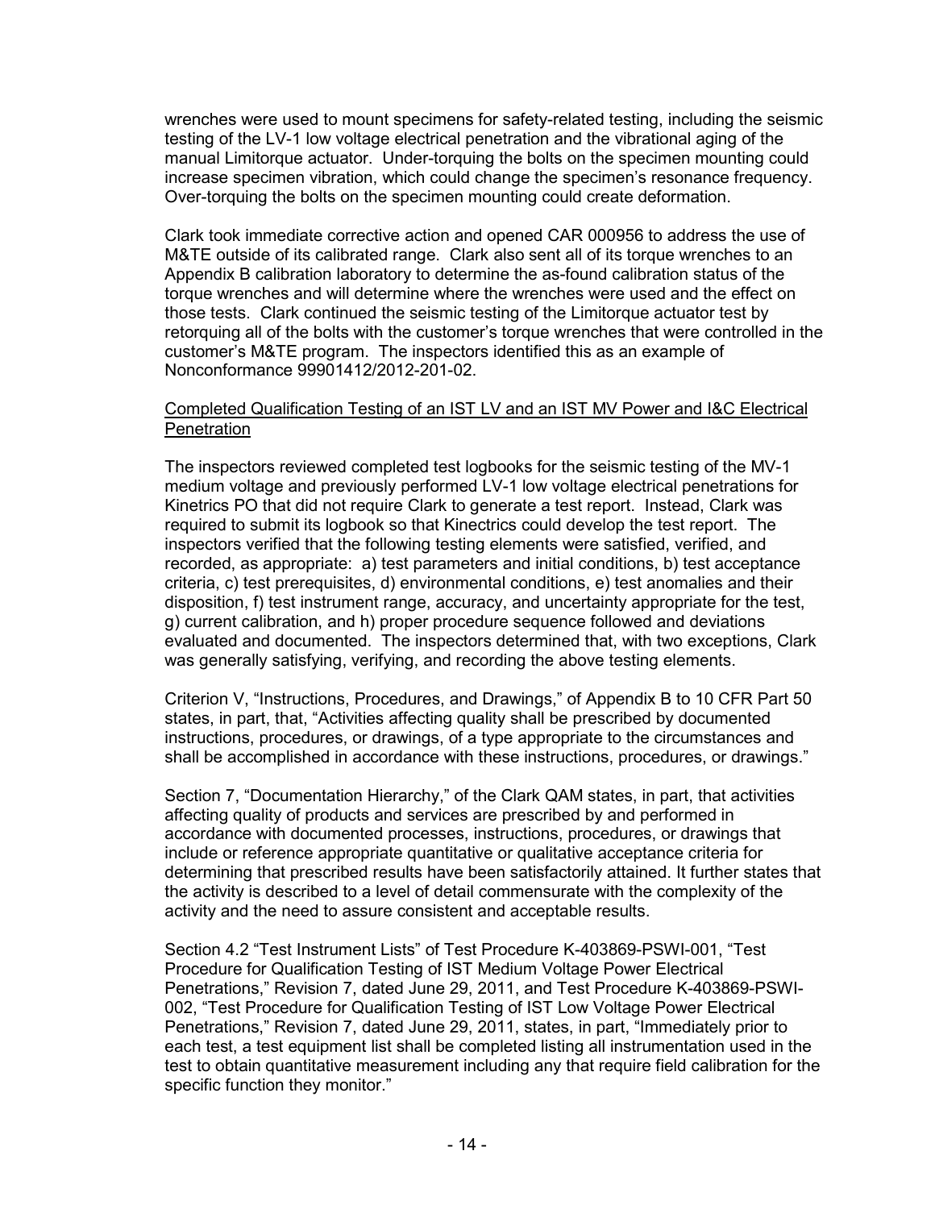wrenches were used to mount specimens for safety-related testing, including the seismic testing of the LV-1 low voltage electrical penetration and the vibrational aging of the manual Limitorque actuator. Under-torquing the bolts on the specimen mounting could increase specimen vibration, which could change the specimen's resonance frequency. Over-torquing the bolts on the specimen mounting could create deformation.

Clark took immediate corrective action and opened CAR 000956 to address the use of M&TE outside of its calibrated range. Clark also sent all of its torque wrenches to an Appendix B calibration laboratory to determine the as-found calibration status of the torque wrenches and will determine where the wrenches were used and the effect on those tests. Clark continued the seismic testing of the Limitorque actuator test by retorquing all of the bolts with the customer's torque wrenches that were controlled in the customer's M&TE program. The inspectors identified this as an example of Nonconformance 99901412/2012-201-02.

Completed Qualification Testing of an IST LV and an IST MV Power and I&C Electrical Penetration

The inspectors reviewed completed test logbooks for the seismic testing of the MV-1 medium voltage and previously performed LV-1 low voltage electrical penetrations for Kinetrics PO that did not require Clark to generate a test report. Instead, Clark was required to submit its logbook so that Kinectrics could develop the test report. The inspectors verified that the following testing elements were satisfied, verified, and recorded, as appropriate: a) test parameters and initial conditions, b) test acceptance criteria, c) test prerequisites, d) environmental conditions, e) test anomalies and their disposition, f) test instrument range, accuracy, and uncertainty appropriate for the test, g) current calibration, and h) proper procedure sequence followed and deviations evaluated and documented. The inspectors determined that, with two exceptions, Clark was generally satisfying, verifying, and recording the above testing elements.

Criterion V, "Instructions, Procedures, and Drawings," of Appendix B to 10 CFR Part 50 states, in part, that, "Activities affecting quality shall be prescribed by documented instructions, procedures, or drawings, of a type appropriate to the circumstances and shall be accomplished in accordance with these instructions, procedures, or drawings."

Section 7, "Documentation Hierarchy," of the Clark QAM states, in part, that activities affecting quality of products and services are prescribed by and performed in accordance with documented processes, instructions, procedures, or drawings that include or reference appropriate quantitative or qualitative acceptance criteria for determining that prescribed results have been satisfactorily attained. It further states that the activity is described to a level of detail commensurate with the complexity of the activity and the need to assure consistent and acceptable results.

Section 4.2 "Test Instrument Lists" of Test Procedure K-403869-PSWI-001, "Test Procedure for Qualification Testing of IST Medium Voltage Power Electrical Penetrations," Revision 7, dated June 29, 2011, and Test Procedure K-403869-PSWI-002, "Test Procedure for Qualification Testing of IST Low Voltage Power Electrical Penetrations," Revision 7, dated June 29, 2011, states, in part, "Immediately prior to each test, a test equipment list shall be completed listing all instrumentation used in the test to obtain quantitative measurement including any that require field calibration for the specific function they monitor."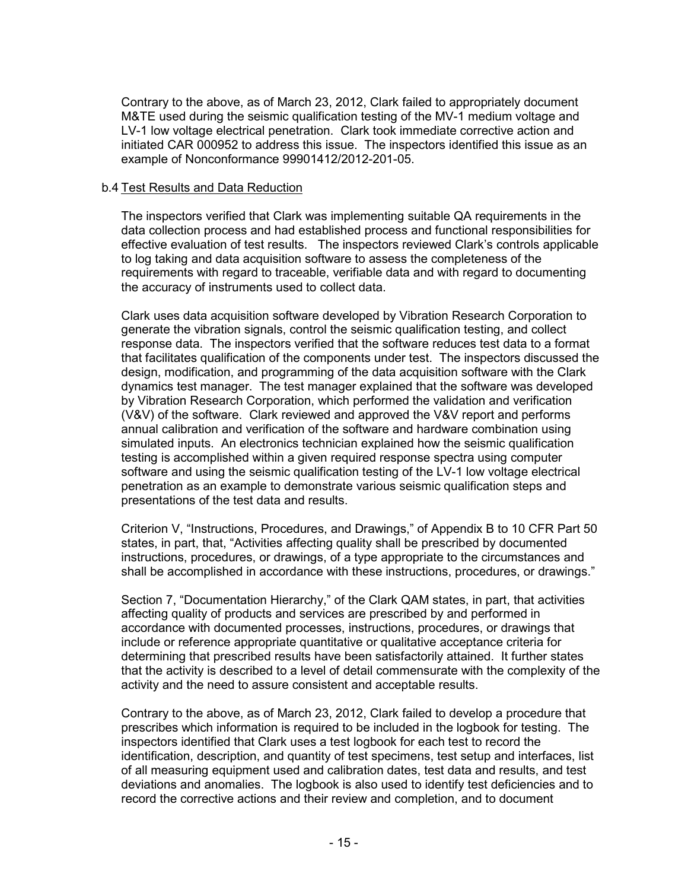Contrary to the above, as of March 23, 2012, Clark failed to appropriately document M&TE used during the seismic qualification testing of the MV-1 medium voltage and LV-1 low voltage electrical penetration. Clark took immediate corrective action and initiated CAR 000952 to address this issue. The inspectors identified this issue as an example of Nonconformance 99901412/2012-201-05.

b.4 Test Results and Data Reduction

The inspectors verified that Clark was implementing suitable QA requirements in the data collection process and had established process and functional responsibilities for effective evaluation of test results. The inspectors reviewed Clark's controls applicable to log taking and data acquisition software to assess the completeness of the requirements with regard to traceable, verifiable data and with regard to documenting the accuracy of instruments used to collect data.

Clark uses data acquisition software developed by Vibration Research Corporation to generate the vibration signals, control the seismic qualification testing, and collect response data. The inspectors verified that the software reduces test data to a format that facilitates qualification of the components under test. The inspectors discussed the design, modification, and programming of the data acquisition software with the Clark dynamics test manager. The test manager explained that the software was developed by Vibration Research Corporation, which performed the validation and verification (V&V) of the software. Clark reviewed and approved the V&V report and performs annual calibration and verification of the software and hardware combination using simulated inputs. An electronics technician explained how the seismic qualification testing is accomplished within a given required response spectra using computer software and using the seismic qualification testing of the LV-1 low voltage electrical penetration as an example to demonstrate various seismic qualification steps and presentations of the test data and results.

Criterion V, "Instructions, Procedures, and Drawings," of Appendix B to 10 CFR Part 50 states, in part, that, "Activities affecting quality shall be prescribed by documented instructions, procedures, or drawings, of a type appropriate to the circumstances and shall be accomplished in accordance with these instructions, procedures, or drawings."

Section 7, "Documentation Hierarchy," of the Clark QAM states, in part, that activities affecting quality of products and services are prescribed by and performed in accordance with documented processes, instructions, procedures, or drawings that include or reference appropriate quantitative or qualitative acceptance criteria for determining that prescribed results have been satisfactorily attained. It further states that the activity is described to a level of detail commensurate with the complexity of the activity and the need to assure consistent and acceptable results.

Contrary to the above, as of March 23, 2012, Clark failed to develop a procedure that prescribes which information is required to be included in the logbook for testing. The inspectors identified that Clark uses a test logbook for each test to record the identification, description, and quantity of test specimens, test setup and interfaces, list of all measuring equipment used and calibration dates, test data and results, and test deviations and anomalies. The logbook is also used to identify test deficiencies and to record the corrective actions and their review and completion, and to document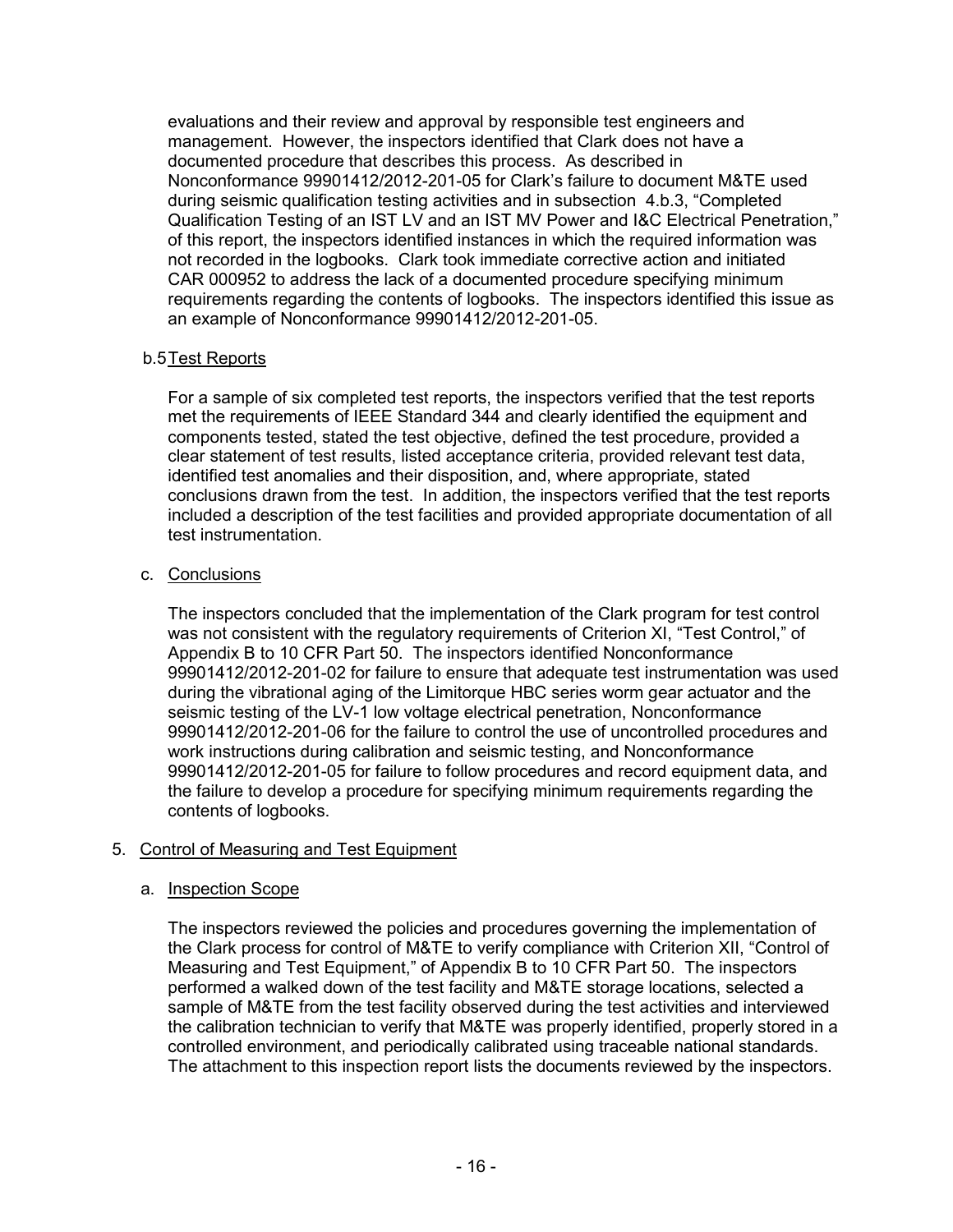evaluations and their review and approval by responsible test engineers and management. However, the inspectors identified that Clark does not have a documented procedure that describes this process. As described in Nonconformance 99901412/2012-201-05 for Clark's failure to document M&TE used during seismic qualification testing activities and in subsection 4.b.3, "Completed Qualification Testing of an IST LV and an IST MV Power and I&C Electrical Penetration," of this report, the inspectors identified instances in which the required information was not recorded in the logbooks. Clark took immediate corrective action and initiated CAR 000952 to address the lack of a documented procedure specifying minimum requirements regarding the contents of logbooks. The inspectors identified this issue as an example of Nonconformance 99901412/2012-201-05.

b.5 Test Reports

For a sample of six completed test reports, the inspectors verified that the test reports met the requirements of IEEE Standard 344 and clearly identified the equipment and components tested, stated the test objective, defined the test procedure, provided a clear statement of test results, listed acceptance criteria, provided relevant test data, identified test anomalies and their disposition, and, where appropriate, stated conclusions drawn from the test. In addition, the inspectors verified that the test reports included a description of the test facilities and provided appropriate documentation of all test instrumentation.

c. Conclusions

The inspectors concluded that the implementation of the Clark program for test control was not consistent with the regulatory requirements of Criterion XI, "Test Control," of Appendix B to 10 CFR Part 50. The inspectors identified Nonconformance 99901412/2012-201-02 for failure to ensure that adequate test instrumentation was used during the vibrational aging of the Limitorque HBC series worm gear actuator and the seismic testing of the LV-1 low voltage electrical penetration, Nonconformance 99901412/2012-201-06 for the failure to control the use of uncontrolled procedures and work instructions during calibration and seismic testing, and Nonconformance 99901412/2012-201-05 for failure to follow procedures and record equipment data, and the failure to develop a procedure for specifying minimum requirements regarding the contents of logbooks.

## 5. Control of Measuring and Test Equipment

a. Inspection Scope

The inspectors reviewed the policies and procedures governing the implementation of the Clark process for control of M&TE to verify compliance with Criterion XII, "Control of Measuring and Test Equipment," of Appendix B to 10 CFR Part 50. The inspectors performed a walked down of the test facility and M&TE storage locations, selected a sample of M&TE from the test facility observed during the test activities and interviewed the calibration technician to verify that M&TE was properly identified, properly stored in a controlled environment, and periodically calibrated using traceable national standards. The attachment to this inspection report lists the documents reviewed by the inspectors.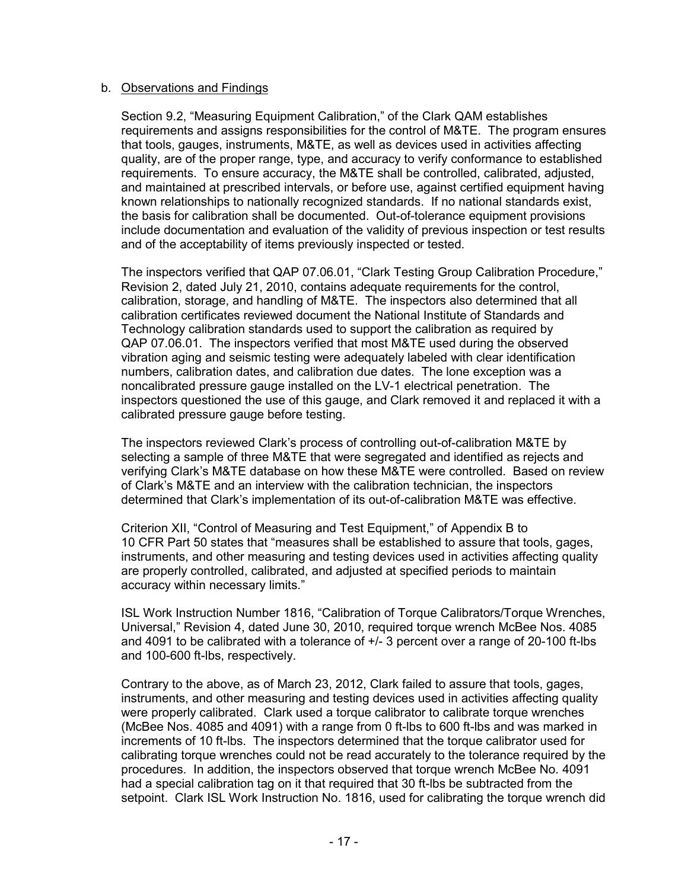b. Observations and Findings

Section 9.2, "Measuring Equipment Calibration," of the Clark QAM establishes requirements and assigns responsibilities for the control of M&TE. The program ensures that tools, gauges, instruments, M&TE, as well as devices used in activities affecting quality, are of the proper range, type, and accuracy to verify conformance to established requirements. To ensure accuracy, the M&TE shall be controlled, calibrated, adjusted, and maintained at prescribed intervals, or before use, against certified equipment having known relationships to nationally recognized standards. If no national standards exist, the basis for calibration shall be documented. Out-of-tolerance equipment provisions include documentation and evaluation of the validity of previous inspection or test results and of the acceptability of items previously inspected or tested.

The inspectors verified that QAP 07.06.01, "Clark Testing Group Calibration Procedure," Revision 2, dated July 21, 2010, contains adequate requirements for the control, calibration, storage, and handling of M&TE. The inspectors also determined that all calibration certificates reviewed document the National Institute of Standards and Technology calibration standards used to support the calibration as required by QAP 07.06.01. The inspectors verified that most M&TE used during the observed vibration aging and seismic testing were adequately labeled with clear identification numbers, calibration dates, and calibration due dates. The lone exception was a noncalibrated pressure gauge installed on the LV-1 electrical penetration. The inspectors questioned the use of this gauge, and Clark removed it and replaced it with a calibrated pressure gauge before testing.

The inspectors reviewed Clark's process of controlling out-of-calibration M&TE by selecting a sample of three M&TE that were segregated and identified as rejects and verifying Clark's M&TE database on how these M&TE were controlled. Based on review of Clark's M&TE and an interview with the calibration technician, the inspectors determined that Clark's implementation of its out-of-calibration M&TE was effective.

Criterion XII, "Control of Measuring and Test Equipment," of Appendix B to 10 CFR Part 50 states that "measures shall be established to assure that tools, gages, instruments, and other measuring and testing devices used in activities affecting quality are properly controlled, calibrated, and adjusted at specified periods to maintain accuracy within necessary limits."

ISL Work Instruction Number 1816, "Calibration of Torque Calibrators/Torque Wrenches, Universal," Revision 4, dated June 30, 2010, required torque wrench McBee Nos. 4085 and 4091 to be calibrated with a tolerance of +/- 3 percent over a range of 20-100 ft-lbs and 100-600 ft-lbs, respectively.

Contrary to the above, as of March 23, 2012, Clark failed to assure that tools, gages, instruments, and other measuring and testing devices used in activities affecting quality were properly calibrated. Clark used a torque calibrator to calibrate torque wrenches (McBee Nos. 4085 and 4091) with a range from 0 ft-lbs to 600 ft-lbs and was marked in increments of 10 ft-lbs. The inspectors determined that the torque calibrator used for calibrating torque wrenches could not be read accurately to the tolerance required by the procedures. In addition, the inspectors observed that torque wrench McBee No. 4091 had a special calibration tag on it that required that 30 ft-lbs be subtracted from the setpoint. Clark ISL Work Instruction No. 1816, used for calibrating the torque wrench did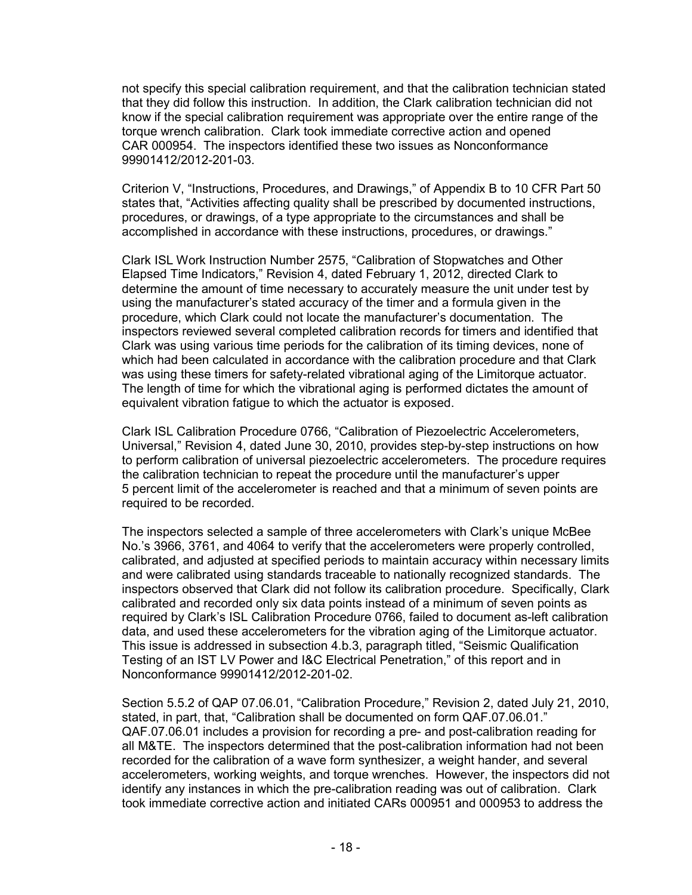not specify this special calibration requirement, and that the calibration technician stated that they did follow this instruction. In addition, the Clark calibration technician did not know if the special calibration requirement was appropriate over the entire range of the torque wrench calibration. Clark took immediate corrective action and opened CAR 000954. The inspectors identified these two issues as Nonconformance 99901412/2012-201-03.

Criterion V, "Instructions, Procedures, and Drawings," of Appendix B to 10 CFR Part 50 states that, "Activities affecting quality shall be prescribed by documented instructions, procedures, or drawings, of a type appropriate to the circumstances and shall be accomplished in accordance with these instructions, procedures, or drawings."

Clark ISL Work Instruction Number 2575, "Calibration of Stopwatches and Other Elapsed Time Indicators," Revision 4, dated February 1, 2012, directed Clark to determine the amount of time necessary to accurately measure the unit under test by using the manufacturer's stated accuracy of the timer and a formula given in the procedure, which Clark could not locate the manufacturer's documentation. The inspectors reviewed several completed calibration records for timers and identified that Clark was using various time periods for the calibration of its timing devices, none of which had been calculated in accordance with the calibration procedure and that Clark was using these timers for safety-related vibrational aging of the Limitorque actuator. The length of time for which the vibrational aging is performed dictates the amount of equivalent vibration fatigue to which the actuator is exposed.

Clark ISL Calibration Procedure 0766, "Calibration of Piezoelectric Accelerometers, Universal," Revision 4, dated June 30, 2010, provides step-by-step instructions on how to perform calibration of universal piezoelectric accelerometers. The procedure requires the calibration technician to repeat the procedure until the manufacturer's upper 5 percent limit of the accelerometer is reached and that a minimum of seven points are required to be recorded.

The inspectors selected a sample of three accelerometers with Clark's unique McBee No.'s 3966, 3761, and 4064 to verify that the accelerometers were properly controlled, calibrated, and adjusted at specified periods to maintain accuracy within necessary limits and were calibrated using standards traceable to nationally recognized standards. The inspectors observed that Clark did not follow its calibration procedure. Specifically, Clark calibrated and recorded only six data points instead of a minimum of seven points as required by Clark's ISL Calibration Procedure 0766, failed to document as-left calibration data, and used these accelerometers for the vibration aging of the Limitorque actuator. This issue is addressed in subsection 4.b.3, paragraph titled, "Seismic Qualification Testing of an IST LV Power and I&C Electrical Penetration," of this report and in Nonconformance 99901412/2012-201-02.

Section 5.5.2 of QAP 07.06.01, "Calibration Procedure," Revision 2, dated July 21, 2010, stated, in part, that, "Calibration shall be documented on form QAF.07.06.01." QAF.07.06.01 includes a provision for recording a pre- and post-calibration reading for all M&TE. The inspectors determined that the post-calibration information had not been recorded for the calibration of a wave form synthesizer, a weight hander, and several accelerometers, working weights, and torque wrenches. However, the inspectors did not identify any instances in which the pre-calibration reading was out of calibration. Clark took immediate corrective action and initiated CARs 000951 and 000953 to address the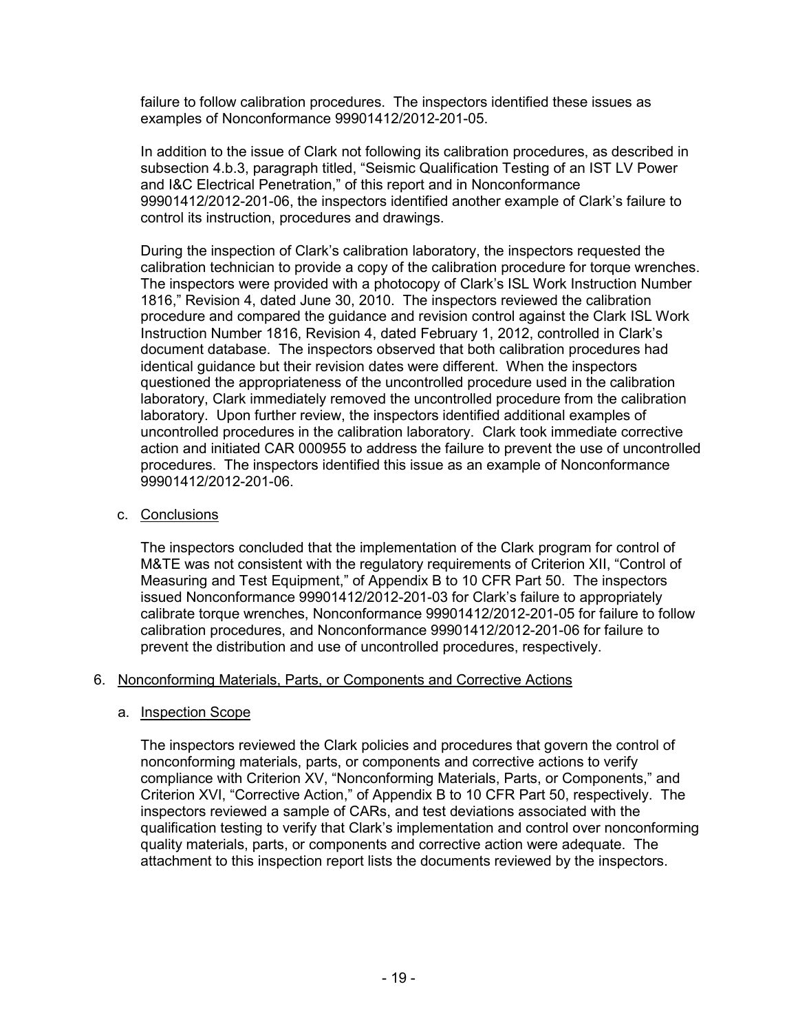failure to follow calibration procedures. The inspectors identified these issues as examples of Nonconformance 99901412/2012-201-05.

In addition to the issue of Clark not following its calibration procedures, as described in subsection 4.b.3, paragraph titled, "Seismic Qualification Testing of an IST LV Power and I&C Electrical Penetration," of this report and in Nonconformance 99901412/2012-201-06, the inspectors identified another example of Clark's failure to control its instruction, procedures and drawings.

During the inspection of Clark's calibration laboratory, the inspectors requested the calibration technician to provide a copy of the calibration procedure for torque wrenches. The inspectors were provided with a photocopy of Clark's ISL Work Instruction Number 1816," Revision 4, dated June 30, 2010. The inspectors reviewed the calibration procedure and compared the guidance and revision control against the Clark ISL Work Instruction Number 1816, Revision 4, dated February 1, 2012, controlled in Clark's document database. The inspectors observed that both calibration procedures had identical guidance but their revision dates were different. When the inspectors questioned the appropriateness of the uncontrolled procedure used in the calibration laboratory, Clark immediately removed the uncontrolled procedure from the calibration laboratory. Upon further review, the inspectors identified additional examples of uncontrolled procedures in the calibration laboratory. Clark took immediate corrective action and initiated CAR 000955 to address the failure to prevent the use of uncontrolled procedures. The inspectors identified this issue as an example of Nonconformance 99901412/2012-201-06.

c. <u>Conclusions</u>

The inspectors concluded that the implementation of the Clark program for control of M&TE was not consistent with the regulatory requirements of Criterion XII, "Control of Measuring and Test Equipment," of Appendix B to 10 CFR Part 50. The inspectors issued Nonconformance 99901412/2012-201-03 for Clark's failure to appropriately calibrate torque wrenches, Nonconformance 99901412/2012-201-05 for failure to follow calibration procedures, and Nonconformance 99901412/2012-201-06 for failure to prevent the distribution and use of uncontrolled procedures, respectively.

## 6. <u>Nonconforming Materials, Parts, or Components and Corrective Actions</u>

a. <u>Inspection Scope</u>

The inspectors reviewed the Clark policies and procedures that govern the control of nonconforming materials, parts, or components and corrective actions to verify compliance with Criterion XV, "Nonconforming Materials, Parts, or Components," and Criterion XVI, "Corrective Action," of Appendix B to 10 CFR Part 50, respectively. The inspectors reviewed a sample of CARs, and test deviations associated with the qualification testing to verify that Clark's implementation and control over nonconforming quality materials, parts, or components and corrective action were adequate. The attachment to this inspection report lists the documents reviewed by the inspectors.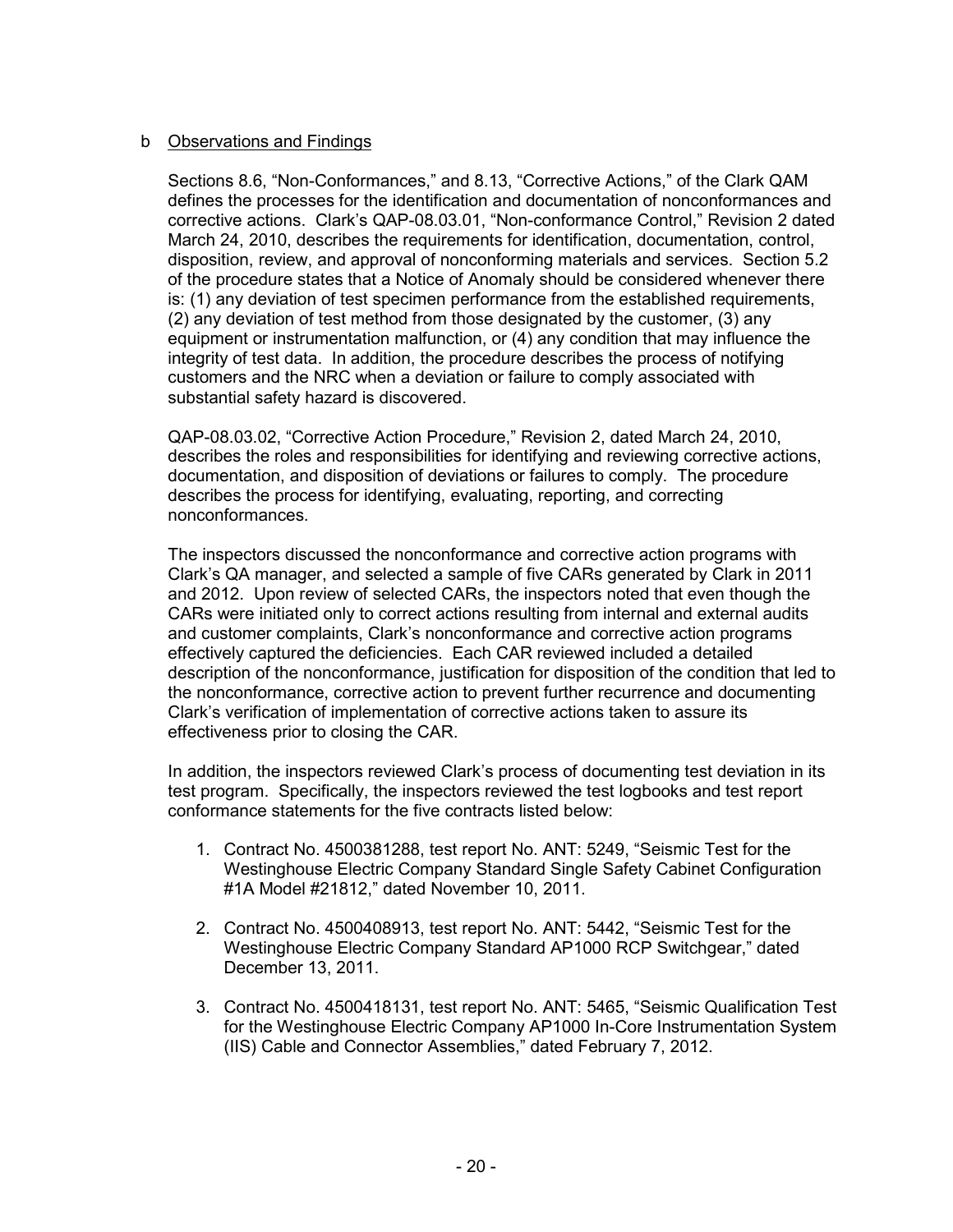b Observations and Findings

Sections 8.6, "Non-Conformances," and 8.13, "Corrective Actions," of the Clark QAM defines the processes for the identification and documentation of nonconformances and corrective actions. Clark's QAP-08.03.01, "Non-conformance Control," Revision 2 dated March 24, 2010, describes the requirements for identification, documentation, control, disposition, review, and approval of nonconforming materials and services. Section 5.2 of the procedure states that a Notice of Anomaly should be considered whenever there is: (1) any deviation of test specimen performance from the established requirements, (2) any deviation of test method from those designated by the customer, (3) any equipment or instrumentation malfunction, or (4) any condition that may influence the integrity of test data. In addition, the procedure describes the process of notifying customers and the NRC when a deviation or failure to comply associated with substantial safety hazard is discovered.

QAP-08.03.02, "Corrective Action Procedure," Revision 2, dated March 24, 2010, describes the roles and responsibilities for identifying and reviewing corrective actions, documentation, and disposition of deviations or failures to comply. The procedure describes the process for identifying, evaluating, reporting, and correcting nonconformances.

The inspectors discussed the nonconformance and corrective action programs with Clark's QA manager, and selected a sample of five CARs generated by Clark in 2011 and 2012. Upon review of selected CARs, the inspectors noted that even though the CARs were initiated only to correct actions resulting from internal and external audits and customer complaints, Clark's nonconformance and corrective action programs effectively captured the deficiencies. Each CAR reviewed included a detailed description of the nonconformance, justification for disposition of the condition that led to the nonconformance, corrective action to prevent further recurrence and documenting Clark's verification of implementation of corrective actions taken to assure its effectiveness prior to closing the CAR.

In addition, the inspectors reviewed Clark's process of documenting test deviation in its test program. Specifically, the inspectors reviewed the test logbooks and test report conformance statements for the five contracts listed below:

1. Contract No. 4500381288, test report No. ANT: 5249, "Seismic Test for the Westinghouse Electric Company Standard Single Safety Cabinet Configuration #1A Model #21812," dated November 10, 2011.

2. Contract No. 4500408913, test report No. ANT: 5442, "Seismic Test for the Westinghouse Electric Company Standard AP1000 RCP Switchgear," dated December 13, 2011.

3. Contract No. 4500418131, test report No. ANT: 5465, "Seismic Qualification Test for the Westinghouse Electric Company AP1000 In-Core Instrumentation System (IIS) Cable and Connector Assemblies," dated February 7, 2012.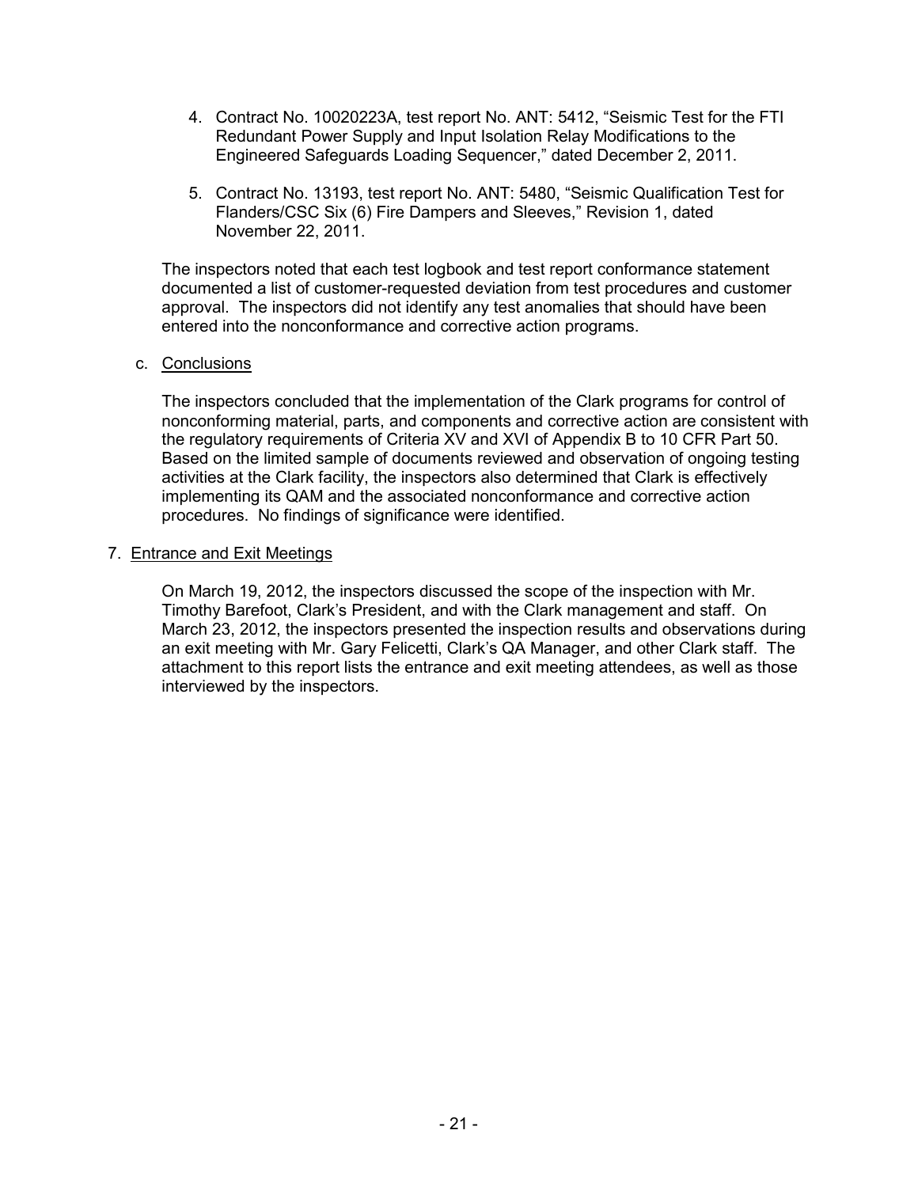4. Contract No. 10020223A, test report No. ANT: 5412, "Seismic Test for the FTI Redundant Power Supply and Input Isolation Relay Modifications to the Engineered Safeguards Loading Sequencer," dated December 2, 2011.

5. Contract No. 13193, test report No. ANT: 5480, "Seismic Qualification Test for Flanders/CSC Six (6) Fire Dampers and Sleeves," Revision 1, dated November 22, 2011.

The inspectors noted that each test logbook and test report conformance statement documented a list of customer-requested deviation from test procedures and customer approval. The inspectors did not identify any test anomalies that should have been entered into the nonconformance and corrective action programs.

c. Conclusions

The inspectors concluded that the implementation of the Clark programs for control of nonconforming material, parts, and components and corrective action are consistent with the regulatory requirements of Criteria XV and XVI of Appendix B to 10 CFR Part 50. Based on the limited sample of documents reviewed and observation of ongoing testing activities at the Clark facility, the inspectors also determined that Clark is effectively implementing its QAM and the associated nonconformance and corrective action procedures. No findings of significance were identified.

7. Entrance and Exit Meetings

On March 19, 2012, the inspectors discussed the scope of the inspection with Mr. Timothy Barefoot, Clark's President, and with the Clark management and staff. On March 23, 2012, the inspectors presented the inspection results and observations during an exit meeting with Mr. Gary Felicetti, Clark's QA Manager, and other Clark staff. The attachment to this report lists the entrance and exit meeting attendees, as well as those interviewed by the inspectors.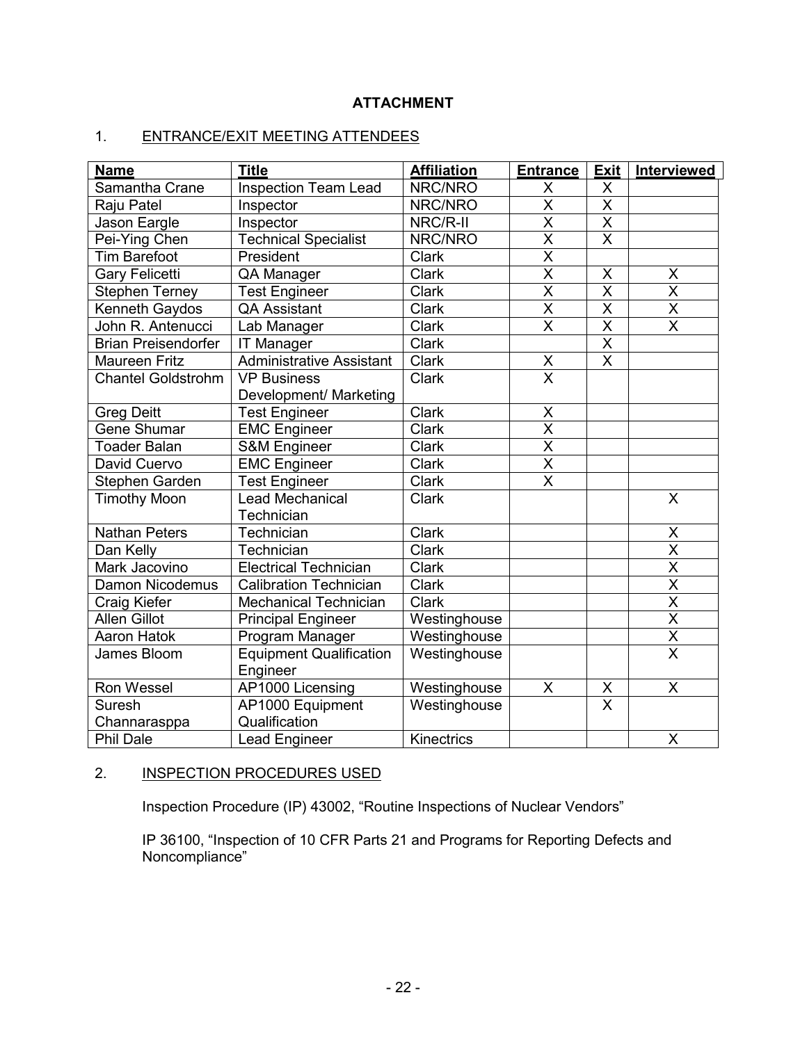**ATTACHMENT**

1. ENTRANCE/EXIT MEETING ATTENDEES

| Name | Title | Affiliation | Entrance | Exit | Interviewed |
|---|---|---|---|---|---|
| Samantha Crane | Inspection Team Lead | NRC/NRO | X | X | |
| Raju Patel | Inspector | NRC/NRO | X | X | |
| Jason Eargle | Inspector | NRC/R-II | X | X | |
| Pei-Ying Chen | Technical Specialist | NRC/NRO | X | X | |
| Tim Barefoot | President | Clark | X | | |
| Gary Felicetti | QA Manager | Clark | X | X | X |
| Stephen Terney | Test Engineer | Clark | X | X | X |
| Kenneth Gaydos | QA Assistant | Clark | X | X | X |
| John R. Antenucci | Lab Manager | Clark | X | X | X |
| Brian Preisendorfer | IT Manager | Clark | | X | |
| Maureen Fritz | Administrative Assistant | Clark | X | X | |
| Chantel Goldstrohm | VP Business Development/ Marketing | Clark | X | | |
| Greg Deitt | Test Engineer | Clark | X | | |
| Gene Shumar | EMC Engineer | Clark | X | | |
| Toader Balan | S&M Engineer | Clark | X | | |
| David Cuervo | EMC Engineer | Clark | X | | |
| Stephen Garden | Test Engineer | Clark | X | | |
| Timothy Moon | Lead Mechanical Technician | Clark | | | X |
| Nathan Peters | Technician | Clark | | | X |
| Dan Kelly | Technician | Clark | | | X |
| Mark Jacovino | Electrical Technician | Clark | | | X |
| Damon Nicodemus | Calibration Technician | Clark | | | X |
| Craig Kiefer | Mechanical Technician | Clark | | | X |
| Allen Gillot | Principal Engineer | Westinghouse | | | X |
| Aaron Hatok | Program Manager | Westinghouse | | | X |
| James Bloom | Equipment Qualification Engineer | Westinghouse | | | X |
| Ron Wessel | AP1000 Licensing | Westinghouse | X | X | X |
| Suresh Channarasppa | AP1000 Equipment Qualification | Westinghouse | | X | |
| Phil Dale | Lead Engineer | Kinectrics | | | X |

2. INSPECTION PROCEDURES USED

Inspection Procedure (IP) 43002, "Routine Inspections of Nuclear Vendors"

IP 36100, "Inspection of 10 CFR Parts 21 and Programs for Reporting Defects and Noncompliance"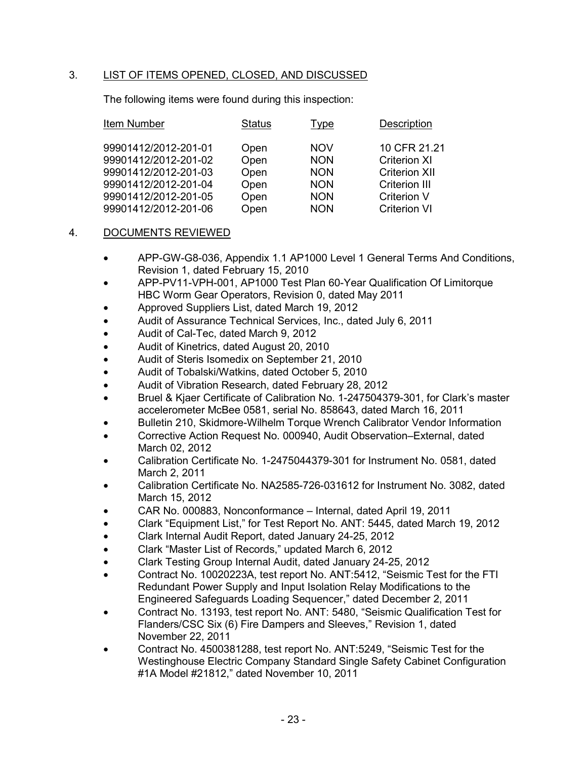## 3. LIST OF ITEMS OPENED, CLOSED, AND DISCUSSED

The following items were found during this inspection:

| Item Number | Status | Type | Description |
|---|---|---|---|
| 99901412/2012-201-01 | Open | NOV | 10 CFR 21.21 |
| 99901412/2012-201-02 | Open | NON | Criterion XI |
| 99901412/2012-201-03 | Open | NON | Criterion XII |
| 99901412/2012-201-04 | Open | NON | Criterion III |
| 99901412/2012-201-05 | Open | NON | Criterion V |
| 99901412/2012-201-06 | Open | NON | Criterion VI |

## 4. DOCUMENTS REVIEWED

- APP-GW-G8-036, Appendix 1.1 AP1000 Level 1 General Terms And Conditions, Revision 1, dated February 15, 2010
- APP-PV11-VPH-001, AP1000 Test Plan 60-Year Qualification Of Limitorque HBC Worm Gear Operators, Revision 0, dated May 2011
- Approved Suppliers List, dated March 19, 2012
- Audit of Assurance Technical Services, Inc., dated July 6, 2011
- Audit of Cal-Tec, dated March 9, 2012
- Audit of Kinetrics, dated August 20, 2010
- Audit of Steris Isomedix on September 21, 2010
- Audit of Tobalski/Watkins, dated October 5, 2010
- Audit of Vibration Research, dated February 28, 2012
- Bruel & Kjaer Certificate of Calibration No. 1-247504379-301, for Clark's master accelerometer McBee 0581, serial No. 858643, dated March 16, 2011
- Bulletin 210, Skidmore-Wilhelm Torque Wrench Calibrator Vendor Information
- Corrective Action Request No. 000940, Audit Observation–External, dated March 02, 2012
- Calibration Certificate No. 1-2475044379-301 for Instrument No. 0581, dated March 2, 2011
- Calibration Certificate No. NA2585-726-031612 for Instrument No. 3082, dated March 15, 2012
- CAR No. 000883, Nonconformance – Internal, dated April 19, 2011
- Clark "Equipment List," for Test Report No. ANT: 5445, dated March 19, 2012
- Clark Internal Audit Report, dated January 24-25, 2012
- Clark "Master List of Records," updated March 6, 2012
- Clark Testing Group Internal Audit, dated January 24-25, 2012
- Contract No. 10020223A, test report No. ANT:5412, "Seismic Test for the FTI Redundant Power Supply and Input Isolation Relay Modifications to the Engineered Safeguards Loading Sequencer," dated December 2, 2011
- Contract No. 13193, test report No. ANT: 5480, "Seismic Qualification Test for Flanders/CSC Six (6) Fire Dampers and Sleeves," Revision 1, dated November 22, 2011
- Contract No. 4500381288, test report No. ANT:5249, "Seismic Test for the Westinghouse Electric Company Standard Single Safety Cabinet Configuration #1A Model #21812," dated November 10, 2011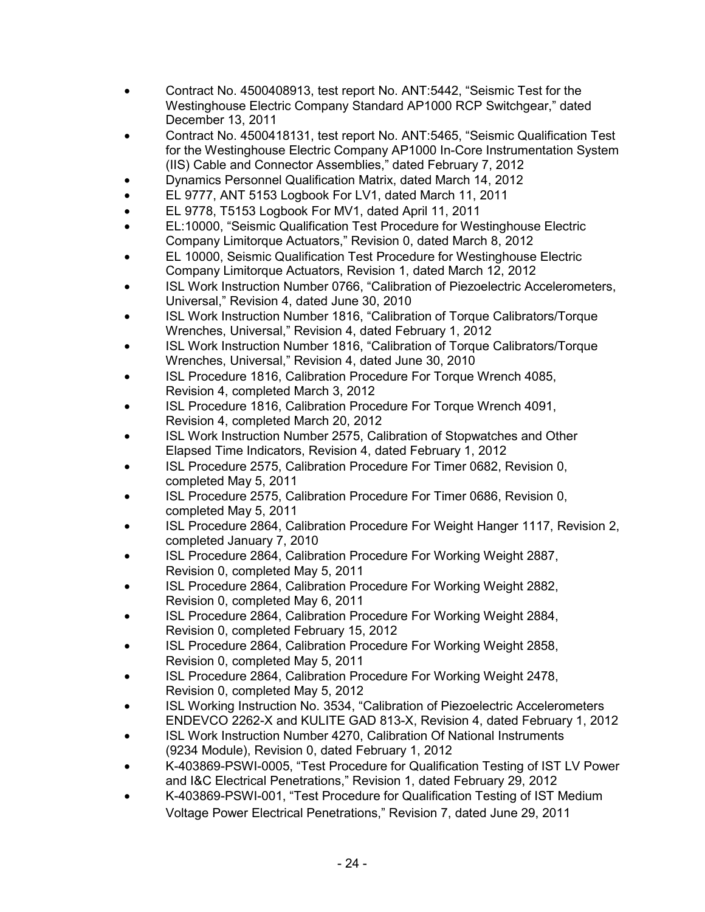- Contract No. 4500408913, test report No. ANT:5442, "Seismic Test for the Westinghouse Electric Company Standard AP1000 RCP Switchgear," dated December 13, 2011
- Contract No. 4500418131, test report No. ANT:5465, "Seismic Qualification Test for the Westinghouse Electric Company AP1000 In-Core Instrumentation System (IIS) Cable and Connector Assemblies," dated February 7, 2012
- Dynamics Personnel Qualification Matrix, dated March 14, 2012
- EL 9777, ANT 5153 Logbook For LV1, dated March 11, 2011
- EL 9778, T5153 Logbook For MV1, dated April 11, 2011
- EL:10000, "Seismic Qualification Test Procedure for Westinghouse Electric Company Limitorque Actuators," Revision 0, dated March 8, 2012
- EL 10000, Seismic Qualification Test Procedure for Westinghouse Electric Company Limitorque Actuators, Revision 1, dated March 12, 2012
- ISL Work Instruction Number 0766, "Calibration of Piezoelectric Accelerometers, Universal," Revision 4, dated June 30, 2010
- ISL Work Instruction Number 1816, "Calibration of Torque Calibrators/Torque Wrenches, Universal," Revision 4, dated February 1, 2012
- ISL Work Instruction Number 1816, "Calibration of Torque Calibrators/Torque Wrenches, Universal," Revision 4, dated June 30, 2010
- ISL Procedure 1816, Calibration Procedure For Torque Wrench 4085, Revision 4, completed March 3, 2012
- ISL Procedure 1816, Calibration Procedure For Torque Wrench 4091, Revision 4, completed March 20, 2012
- ISL Work Instruction Number 2575, Calibration of Stopwatches and Other Elapsed Time Indicators, Revision 4, dated February 1, 2012
- ISL Procedure 2575, Calibration Procedure For Timer 0682, Revision 0, completed May 5, 2011
- ISL Procedure 2575, Calibration Procedure For Timer 0686, Revision 0, completed May 5, 2011
- ISL Procedure 2864, Calibration Procedure For Weight Hanger 1117, Revision 2, completed January 7, 2010
- ISL Procedure 2864, Calibration Procedure For Working Weight 2887, Revision 0, completed May 5, 2011
- ISL Procedure 2864, Calibration Procedure For Working Weight 2882, Revision 0, completed May 6, 2011
- ISL Procedure 2864, Calibration Procedure For Working Weight 2884, Revision 0, completed February 15, 2012
- ISL Procedure 2864, Calibration Procedure For Working Weight 2858, Revision 0, completed May 5, 2011
- ISL Procedure 2864, Calibration Procedure For Working Weight 2478, Revision 0, completed May 5, 2012
- ISL Working Instruction No. 3534, "Calibration of Piezoelectric Accelerometers ENDEVCO 2262-X and KULITE GAD 813-X, Revision 4, dated February 1, 2012
- ISL Work Instruction Number 4270, Calibration Of National Instruments (9234 Module), Revision 0, dated February 1, 2012
- K-403869-PSWI-0005, "Test Procedure for Qualification Testing of IST LV Power and I&C Electrical Penetrations," Revision 1, dated February 29, 2012
- K-403869-PSWI-001, "Test Procedure for Qualification Testing of IST Medium Voltage Power Electrical Penetrations," Revision 7, dated June 29, 2011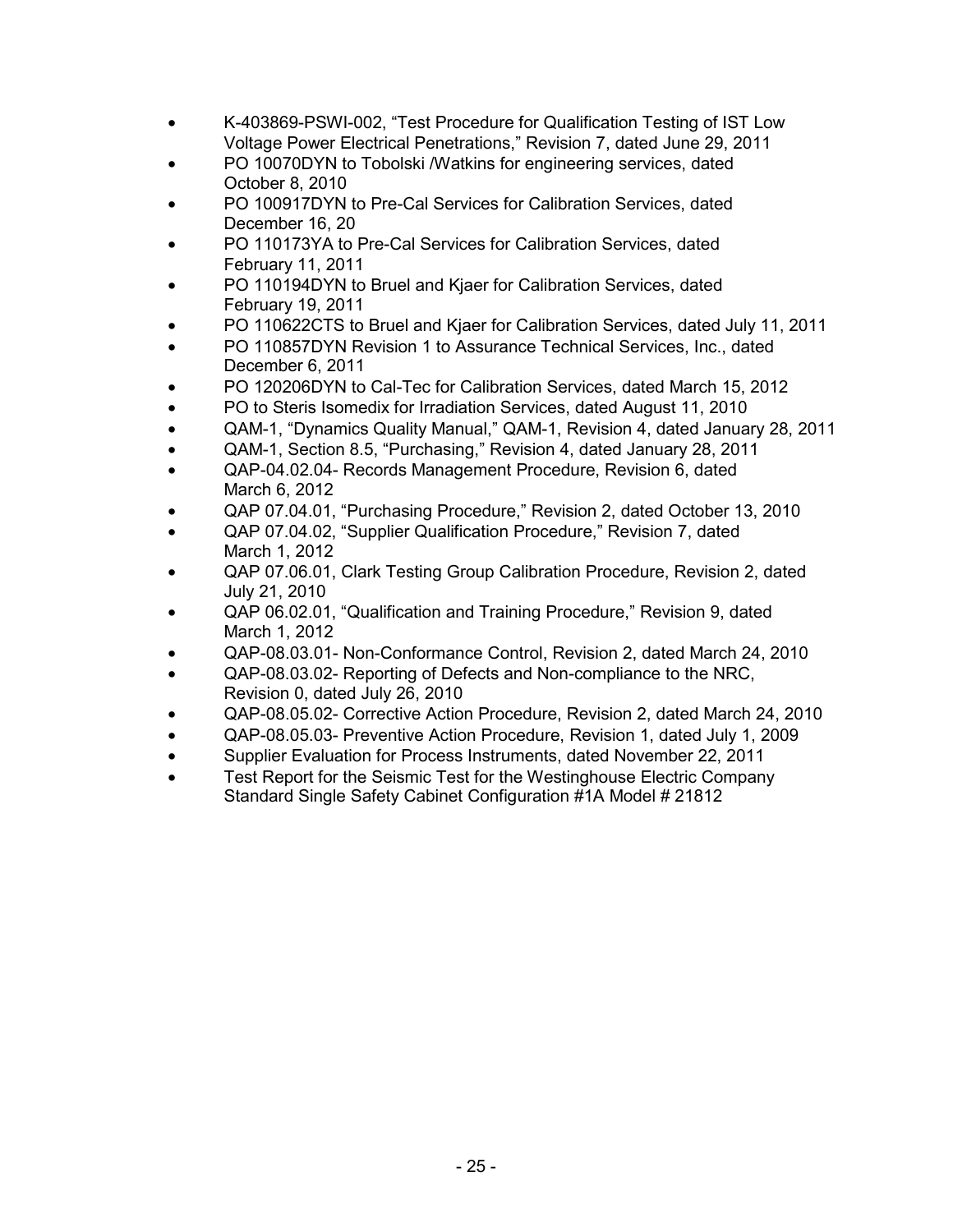- K-403869-PSWI-002, “Test Procedure for Qualification Testing of IST Low Voltage Power Electrical Penetrations,” Revision 7, dated June 29, 2011
- PO 10070DYN to Tobolski /Watkins for engineering services, dated October 8, 2010
- PO 100917DYN to Pre-Cal Services for Calibration Services, dated December 16, 20
- PO 110173YA to Pre-Cal Services for Calibration Services, dated February 11, 2011
- PO 110194DYN to Bruel and Kjaer for Calibration Services, dated February 19, 2011
- PO 110622CTS to Bruel and Kjaer for Calibration Services, dated July 11, 2011
- PO 110857DYN Revision 1 to Assurance Technical Services, Inc., dated December 6, 2011
- PO 120206DYN to Cal-Tec for Calibration Services, dated March 15, 2012
- PO to Steris Isomedix for Irradiation Services, dated August 11, 2010
- QAM-1, “Dynamics Quality Manual,” QAM-1, Revision 4, dated January 28, 2011
- QAM-1, Section 8.5, “Purchasing,” Revision 4, dated January 28, 2011
- QAP-04.02.04- Records Management Procedure, Revision 6, dated March 6, 2012
- QAP 07.04.01, “Purchasing Procedure,” Revision 2, dated October 13, 2010
- QAP 07.04.02, “Supplier Qualification Procedure,” Revision 7, dated March 1, 2012
- QAP 07.06.01, Clark Testing Group Calibration Procedure, Revision 2, dated July 21, 2010
- QAP 06.02.01, “Qualification and Training Procedure,” Revision 9, dated March 1, 2012
- QAP-08.03.01- Non-Conformance Control, Revision 2, dated March 24, 2010
- QAP-08.03.02- Reporting of Defects and Non-compliance to the NRC, Revision 0, dated July 26, 2010
- QAP-08.05.02- Corrective Action Procedure, Revision 2, dated March 24, 2010
- QAP-08.05.03- Preventive Action Procedure, Revision 1, dated July 1, 2009
- Supplier Evaluation for Process Instruments, dated November 22, 2011
- Test Report for the Seismic Test for the Westinghouse Electric Company Standard Single Safety Cabinet Configuration #1A Model # 21812